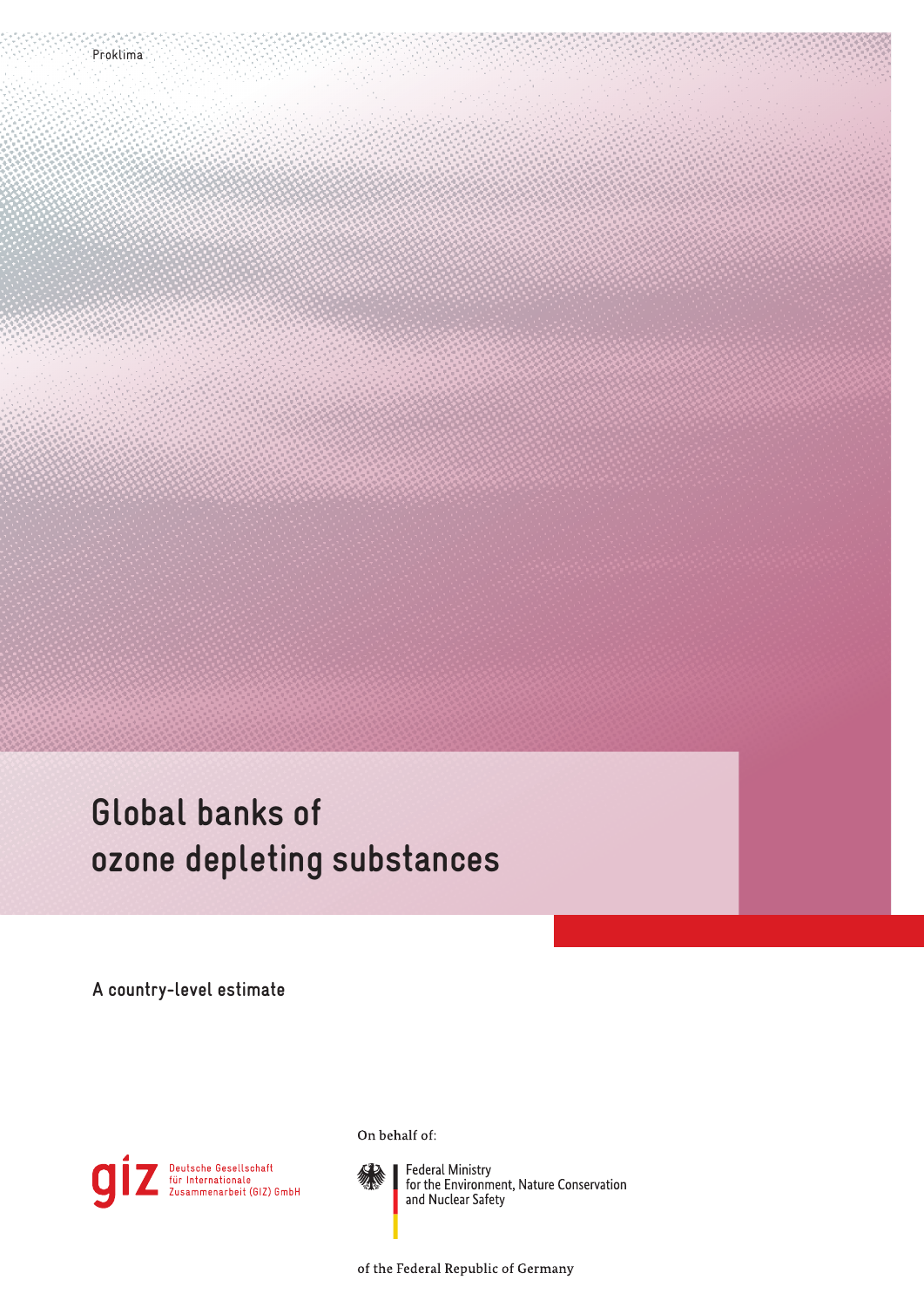Proklima

# Global banks of ozone depleting substances

**A country-level estimate**

Deutsche Gesellschaft für Internationale Zusammenarbeit (GIZ) GmbH

On behalf of:

Federal Ministry for the Environment, Nature Conservation and Nuclear Safety

of the Federal Republic of Germany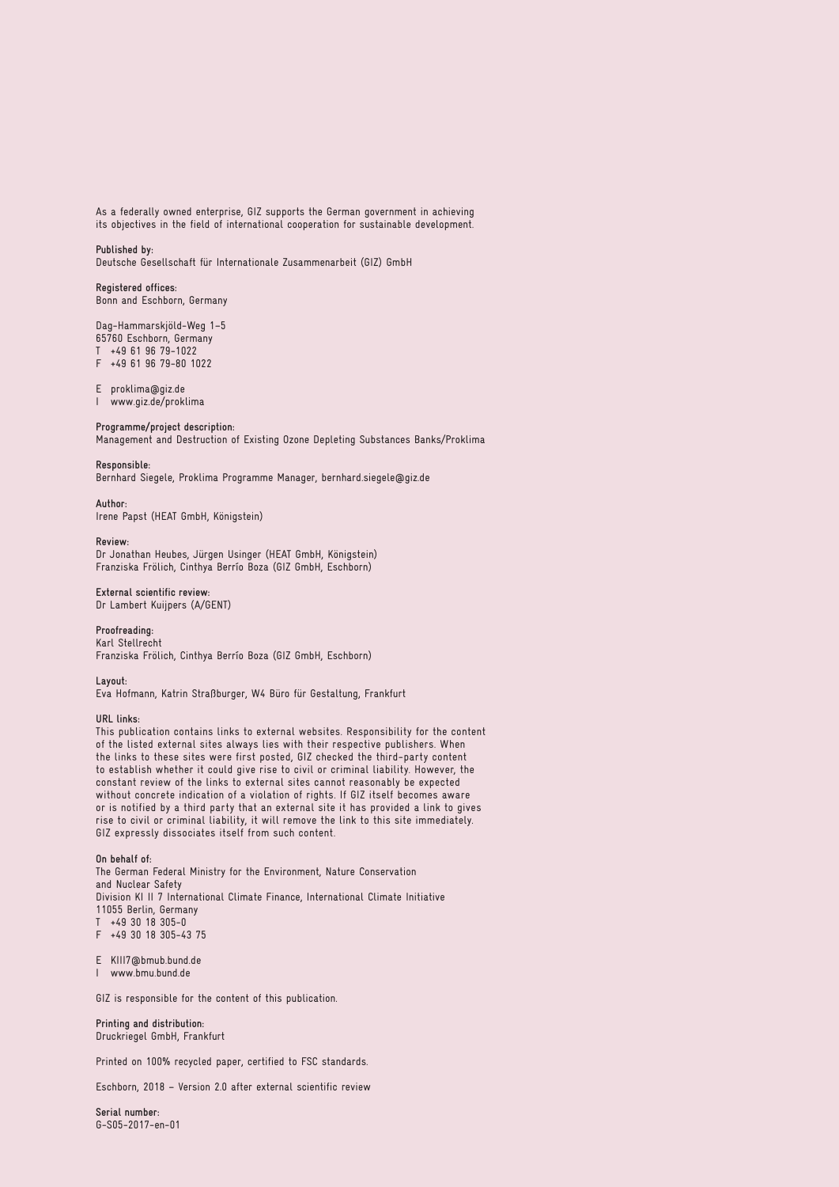As a federally owned enterprise, GIZ supports the German government in achieving its objectives in the field of international cooperation for sustainable development.

**Published by:**
Deutsche Gesellschaft für Internationale Zusammenarbeit (GIZ) GmbH

**Registered offices:**
Bonn and Eschborn, Germany

Dag-Hammarskjöld-Weg 1–5
65760 Eschborn, Germany
T +49 61 96 79-1022
F +49 61 96 79-80 1022

E proklima@giz.de
I www.giz.de/proklima

**Programme/project description:**
Management and Destruction of Existing Ozone Depleting Substances Banks/Proklima

**Responsible:**
Bernhard Siegele, Proklima Programme Manager, bernhard.siegele@giz.de

**Author:**
Irene Papst (HEAT GmbH, Königstein)

**Review:**
Dr Jonathan Heubes, Jürgen Usinger (HEAT GmbH, Königstein)
Franziska Frölich, Cinthya Berrío Boza (GIZ GmbH, Eschborn)

**External scientific review:**
Dr Lambert Kuijpers (A/GENT)

**Proofreading:**
Karl Stellrecht
Franziska Frölich, Cinthya Berrío Boza (GIZ GmbH, Eschborn)

**Layout:**
Eva Hofmann, Katrin Straßburger, W4 Büro für Gestaltung, Frankfurt

**URL links:**
This publication contains links to external websites. Responsibility for the content of the listed external sites always lies with their respective publishers. When the links to these sites were first posted, GIZ checked the third-party content to establish whether it could give rise to civil or criminal liability. However, the constant review of the links to external sites cannot reasonably be expected without concrete indication of a violation of rights. If GIZ itself becomes aware or is notified by a third party that an external site it has provided a link to gives rise to civil or criminal liability, it will remove the link to this site immediately. GIZ expressly dissociates itself from such content.

**On behalf of:**
The German Federal Ministry for the Environment, Nature Conservation and Nuclear Safety
Division KI II 7 International Climate Finance, International Climate Initiative
11055 Berlin, Germany
T +49 30 18 305-0
F +49 30 18 305-43 75

E KII17@bmub.bund.de
I www.bmu.bund.de

GIZ is responsible for the content of this publication.

**Printing and distribution:**
Druckriegel GmbH, Frankfurt

Printed on 100% recycled paper, certified to FSC standards.

Eschborn, 2018 – Version 2.0 after external scientific review

**Serial number:**
G-S05-2017-en-01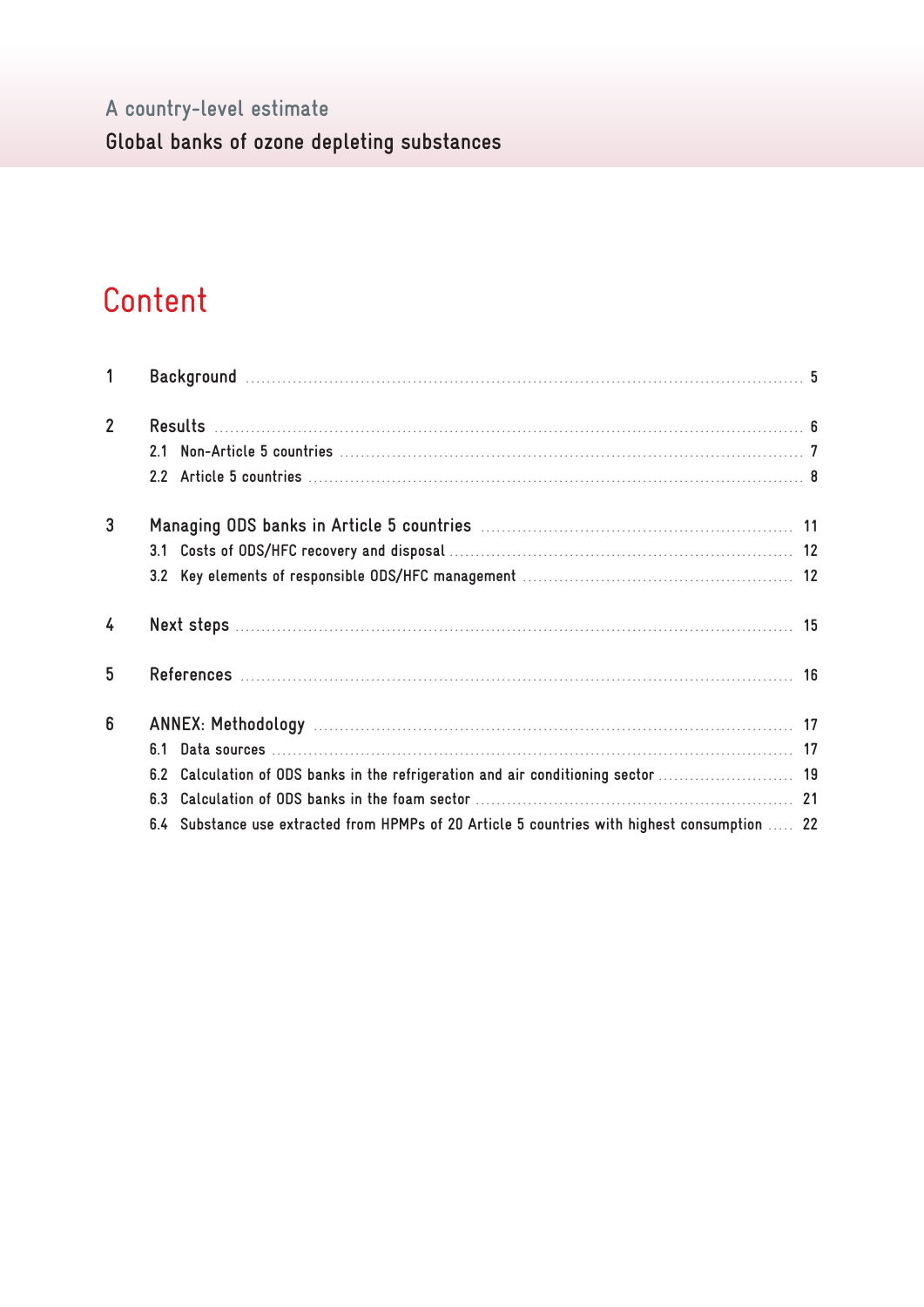# Content

| | | |
|---|---|---|
| 1 | Background | 5 |
| 2 | Results | 6 |
| | 2.1 Non-Article 5 countries | 7 |
| | 2.2 Article 5 countries | 8 |
| 3 | Managing ODS banks in Article 5 countries | 11 |
| | 3.1 Costs of ODS/HFC recovery and disposal | 12 |
| | 3.2 Key elements of responsible ODS/HFC management | 12 |
| 4 | Next steps | 15 |
| 5 | References | 16 |
| 6 | ANNEX: Methodology | 17 |
| | 6.1 Data sources | 17 |
| | 6.2 Calculation of ODS banks in the refrigeration and air conditioning sector | 19 |
| | 6.3 Calculation of ODS banks in the foam sector | 21 |
| | 6.4 Substance use extracted from HPMPs of 20 Article 5 countries with highest consumption | 22 |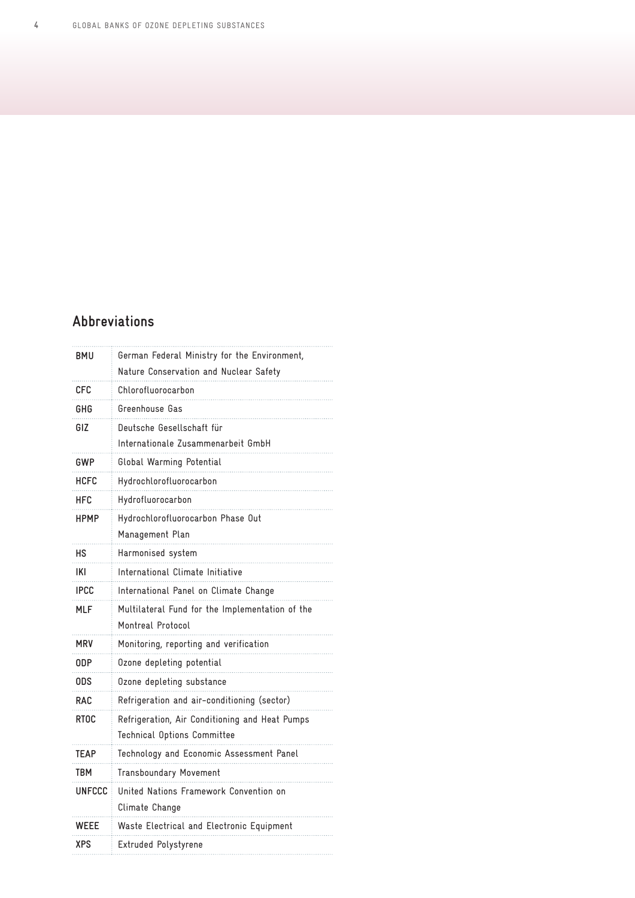## Abbreviations

| | |
|---|---|
| BMU | German Federal Ministry for the Environment, Nature Conservation and Nuclear Safety |
| CFC | Chlorofluorocarbon |
| GHG | Greenhouse Gas |
| GIZ | Deutsche Gesellschaft für Internationale Zusammenarbeit GmbH |
| GWP | Global Warming Potential |
| HCFC | Hydrochlorofluorocarbon |
| HFC | Hydrofluorocarbon |
| HPMP | Hydrochlorofluorocarbon Phase Out Management Plan |
| HS | Harmonised system |
| IKI | International Climate Initiative |
| IPCC | International Panel on Climate Change |
| MLF | Multilateral Fund for the Implementation of the Montreal Protocol |
| MRV | Monitoring, reporting and verification |
| ODP | Ozone depleting potential |
| ODS | Ozone depleting substance |
| RAC | Refrigeration and air-conditioning (sector) |
| RTOC | Refrigeration, Air Conditioning and Heat Pumps Technical Options Committee |
| TEAP | Technology and Economic Assessment Panel |
| TBM | Transboundary Movement |
| UNFCCC | United Nations Framework Convention on Climate Change |
| WEEE | Waste Electrical and Electronic Equipment |
| XPS | Extruded Polystyrene |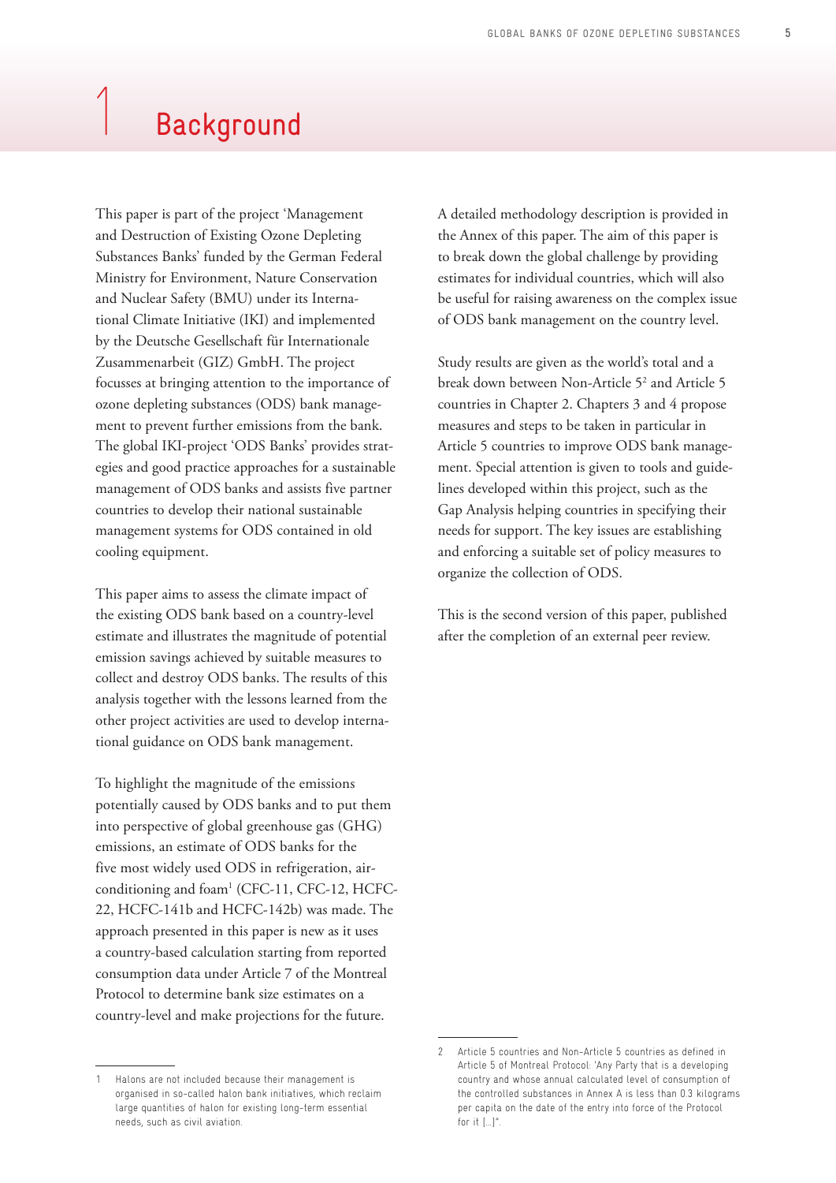# 1 Background

This paper is part of the project 'Management and Destruction of Existing Ozone Depleting Substances Banks' funded by the German Federal Ministry for Environment, Nature Conservation and Nuclear Safety (BMU) under its International Climate Initiative (IKI) and implemented by the Deutsche Gesellschaft für Internationale Zusammenarbeit (GIZ) GmbH. The project focusses at bringing attention to the importance of ozone depleting substances (ODS) bank management to prevent further emissions from the bank. The global IKI-project 'ODS Banks' provides strategies and good practice approaches for a sustainable management of ODS banks and assists five partner countries to develop their national sustainable management systems for ODS contained in old cooling equipment.

This paper aims to assess the climate impact of the existing ODS bank based on a country-level estimate and illustrates the magnitude of potential emission savings achieved by suitable measures to collect and destroy ODS banks. The results of this analysis together with the lessons learned from the other project activities are used to develop international guidance on ODS bank management.

To highlight the magnitude of the emissions potentially caused by ODS banks and to put them into perspective of global greenhouse gas (GHG) emissions, an estimate of ODS banks for the five most widely used ODS in refrigeration, air-conditioning and foam[1] (CFC-11, CFC-12, HCFC-22, HCFC-141b and HCFC-142b) was made. The approach presented in this paper is new as it uses a country-based calculation starting from reported consumption data under Article 7 of the Montreal Protocol to determine bank size estimates on a country-level and make projections for the future.

A detailed methodology description is provided in the Annex of this paper. The aim of this paper is to break down the global challenge by providing estimates for individual countries, which will also be useful for raising awareness on the complex issue of ODS bank management on the country level.

Study results are given as the world's total and a break down between Non-Article 5[2] and Article 5 countries in Chapter 2. Chapters 3 and 4 propose measures and steps to be taken in particular in Article 5 countries to improve ODS bank management. Special attention is given to tools and guidelines developed within this project, such as the Gap Analysis helping countries in specifying their needs for support. The key issues are establishing and enforcing a suitable set of policy measures to organize the collection of ODS.

This is the second version of this paper, published after the completion of an external peer review.

---

1 Halons are not included because their management is organised in so-called halon bank initiatives, which reclaim large quantities of halon for existing long-term essential needs, such as civil aviation.

2 Article 5 countries and Non-Article 5 countries as defined in Article 5 of Montreal Protocol: 'Any Party that is a developing country and whose annual calculated level of consumption of the controlled substances in Annex A is less than 0.3 kilograms per capita on the date of the entry into force of the Protocol for it […]".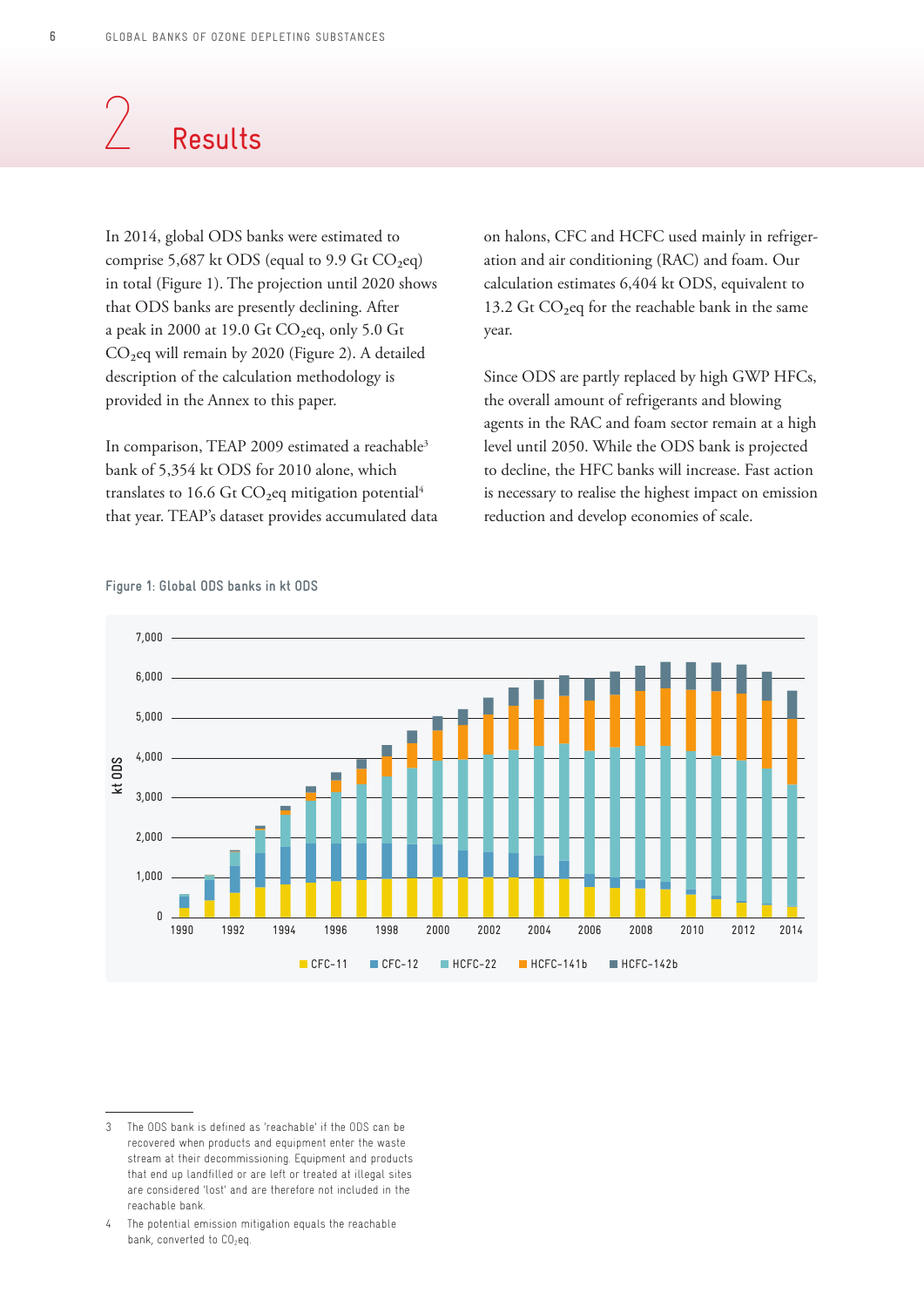# 2 Results

In 2014, global ODS banks were estimated to comprise 5,687 kt ODS (equal to 9.9 Gt $CO_2$eq) in total (Figure 1). The projection until 2020 shows that ODS banks are presently declining. After a peak in 2000 at 19.0 Gt $CO_2$eq, only 5.0 Gt $CO_2$eq will remain by 2020 (Figure 2). A detailed description of the calculation methodology is provided in the Annex to this paper.

In comparison, TEAP 2009 estimated a reachable[3] bank of 5,354 kt ODS for 2010 alone, which translates to 16.6 Gt $CO_2$eq mitigation potential[4] that year. TEAP's dataset provides accumulated data on halons, CFC and HCFC used mainly in refrigeration and air conditioning (RAC) and foam. Our calculation estimates 6,404 kt ODS, equivalent to 13.2 Gt $CO_2$eq for the reachable bank in the same year.

Since ODS are partly replaced by high GWP HFCs, the overall amount of refrigerants and blowing agents in the RAC and foam sector remain at a high level until 2050. While the ODS bank is projected to decline, the HFC banks will increase. Fast action is necessary to realise the highest impact on emission reduction and develop economies of scale.

Figure 1: Global ODS banks in kt ODS

---

3 The ODS bank is defined as 'reachable' if the ODS can be recovered when products and equipment enter the waste stream at their decommissioning. Equipment and products that end up landfilled or are left or treated at illegal sites are considered 'lost' and are therefore not included in the reachable bank.

4 The potential emission mitigation equals the reachable bank, converted to $CO_2$eq.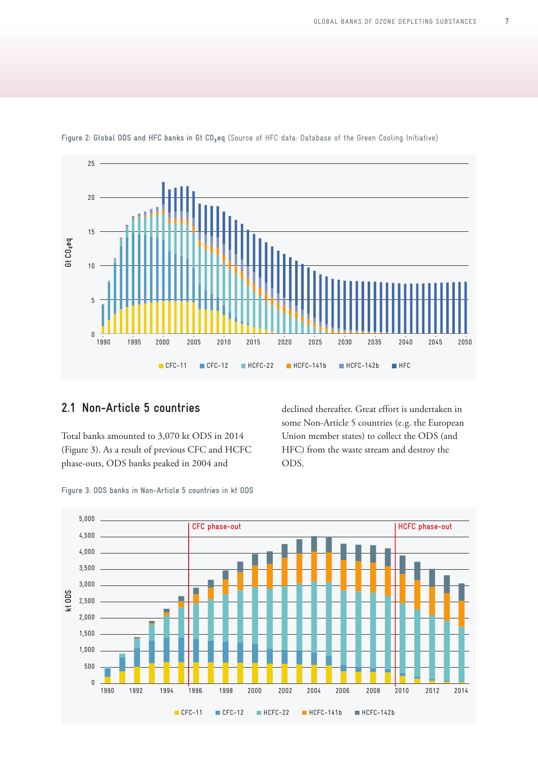Figure 2: Global ODS and HFC banks in Gt $CO_2$eq (Source of HFC data: Database of the Green Cooling Initiative)

## 2.1 Non-Article 5 countries

Total banks amounted to 3,070 kt ODS in 2014 (Figure 3). As a result of previous CFC and HCFC phase-outs, ODS banks peaked in 2004 and declined thereafter. Great effort is undertaken in some Non-Article 5 countries (e.g. the European Union member states) to collect the ODS (and HFC) from the waste stream and destroy the ODS.

Figure 3: ODS banks in Non-Article 5 countries in kt ODS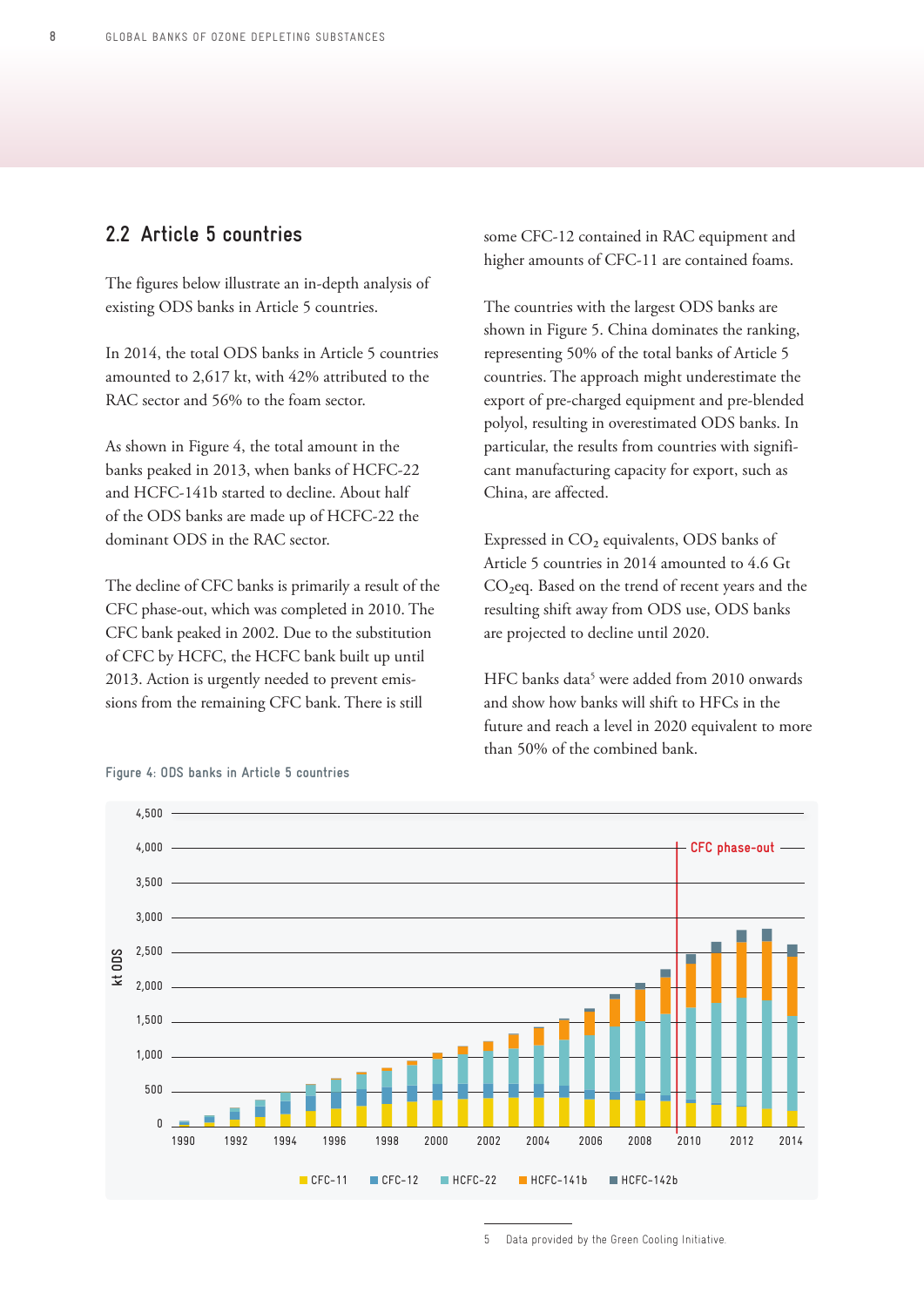## 2.2 Article 5 countries

The figures below illustrate an in-depth analysis of existing ODS banks in Article 5 countries.

In 2014, the total ODS banks in Article 5 countries amounted to 2,617 kt, with 42% attributed to the RAC sector and 56% to the foam sector.

As shown in Figure 4, the total amount in the banks peaked in 2013, when banks of HCFC-22 and HCFC-141b started to decline. About half of the ODS banks are made up of HCFC-22 the dominant ODS in the RAC sector.

The decline of CFC banks is primarily a result of the CFC phase-out, which was completed in 2010. The CFC bank peaked in 2002. Due to the substitution of CFC by HCFC, the HCFC bank built up until 2013. Action is urgently needed to prevent emissions from the remaining CFC bank. There is still some CFC-12 contained in RAC equipment and higher amounts of CFC-11 are contained foams.

The countries with the largest ODS banks are shown in Figure 5. China dominates the ranking, representing 50% of the total banks of Article 5 countries. The approach might underestimate the export of pre-charged equipment and pre-blended polyol, resulting in overestimated ODS banks. In particular, the results from countries with significant manufacturing capacity for export, such as China, are affected.

Expressed in $CO_2$ equivalents, ODS banks of Article 5 countries in 2014 amounted to 4.6 Gt $CO_2$eq. Based on the trend of recent years and the resulting shift away from ODS use, ODS banks are projected to decline until 2020.

HFC banks data[5] were added from 2010 onwards and show how banks will shift to HFCs in the future and reach a level in 2020 equivalent to more than 50% of the combined bank.

Figure 4: ODS banks in Article 5 countries

5 Data provided by the Green Cooling Initiative.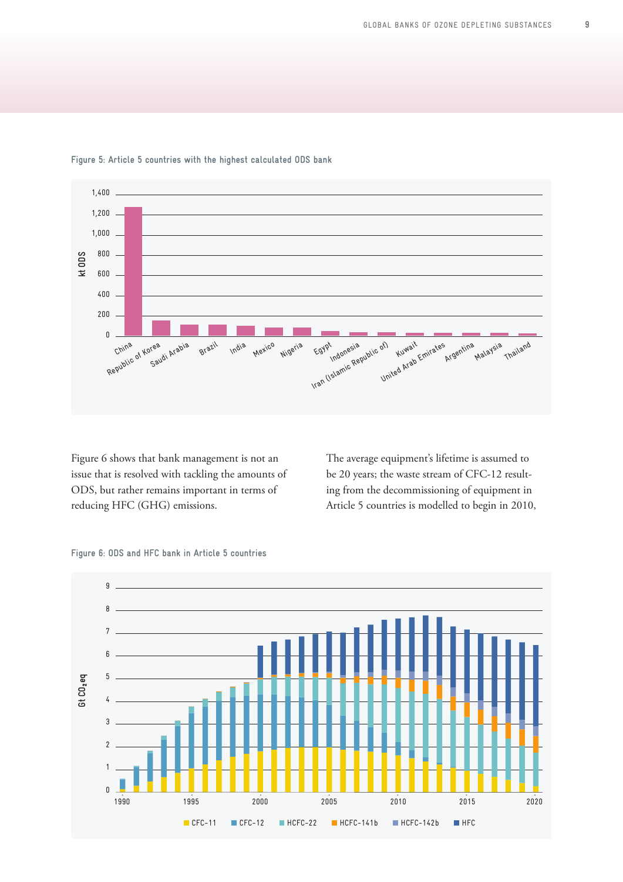Figure 5: Article 5 countries with the highest calculated ODS bank

Figure 6 shows that bank management is not an issue that is resolved with tackling the amounts of ODS, but rather remains important in terms of reducing HFC (GHG) emissions.

The average equipment's lifetime is assumed to be 20 years; the waste stream of CFC-12 resulting from the decommissioning of equipment in Article 5 countries is modelled to begin in 2010,

Figure 6: ODS and HFC bank in Article 5 countries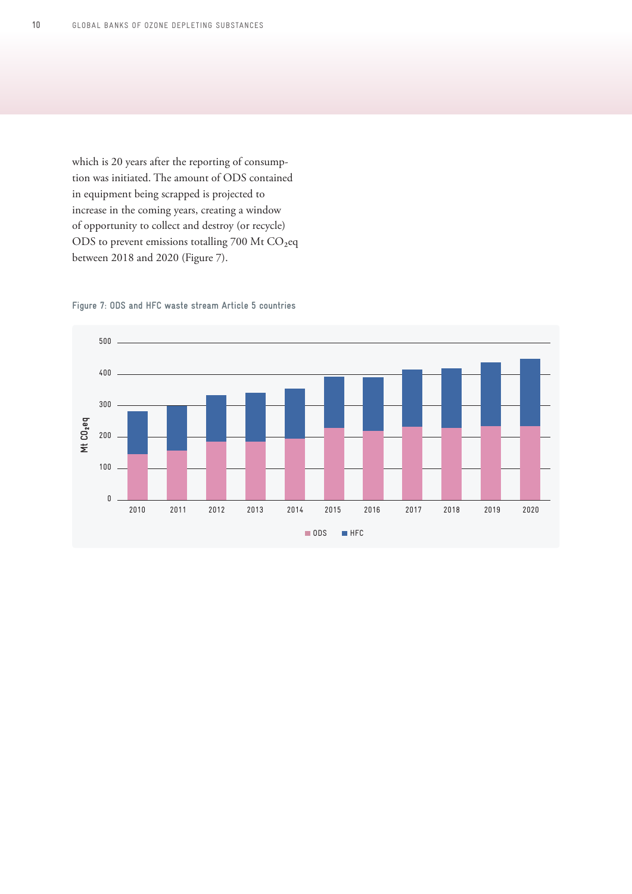which is 20 years after the reporting of consumption was initiated. The amount of ODS contained in equipment being scrapped is projected to increase in the coming years, creating a window of opportunity to collect and destroy (or recycle) ODS to prevent emissions totalling 700 Mt $CO_2$eq between 2018 and 2020 (Figure 7).

Figure 7: ODS and HFC waste stream Article 5 countries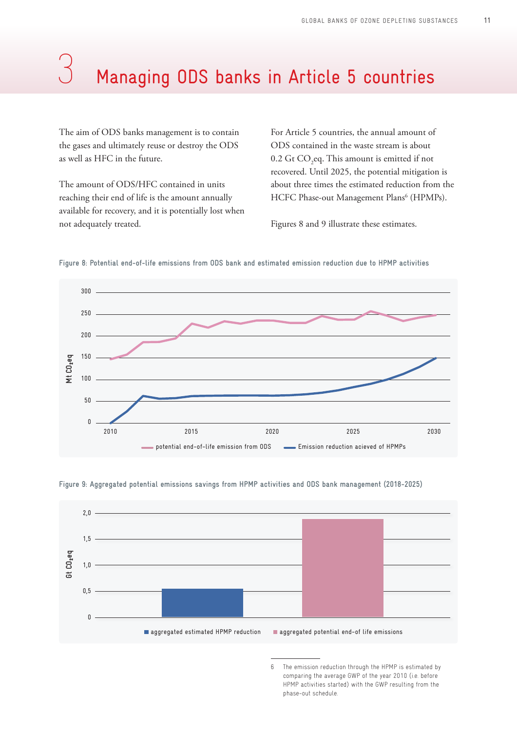# 3 Managing ODS banks in Article 5 countries

The aim of ODS banks management is to contain the gases and ultimately reuse or destroy the ODS as well as HFC in the future.

The amount of ODS/HFC contained in units reaching their end of life is the amount annually available for recovery, and it is potentially lost when not adequately treated.

For Article 5 countries, the annual amount of ODS contained in the waste stream is about 0.2 Gt $CO_2$eq. This amount is emitted if not recovered. Until 2025, the potential mitigation is about three times the estimated reduction from the HCFC Phase-out Management Plans[6] (HPMPs).

Figures 8 and 9 illustrate these estimates.

Figure 8: Potential end-of-life emissions from ODS bank and estimated emission reduction due to HPMP activities

Figure 9: Aggregated potential emissions savings from HPMP activities and ODS bank management (2018-2025)

6 The emission reduction through the HPMP is estimated by comparing the average GWP of the year 2010 (i.e. before HPMP activities started) with the GWP resulting from the phase-out schedule.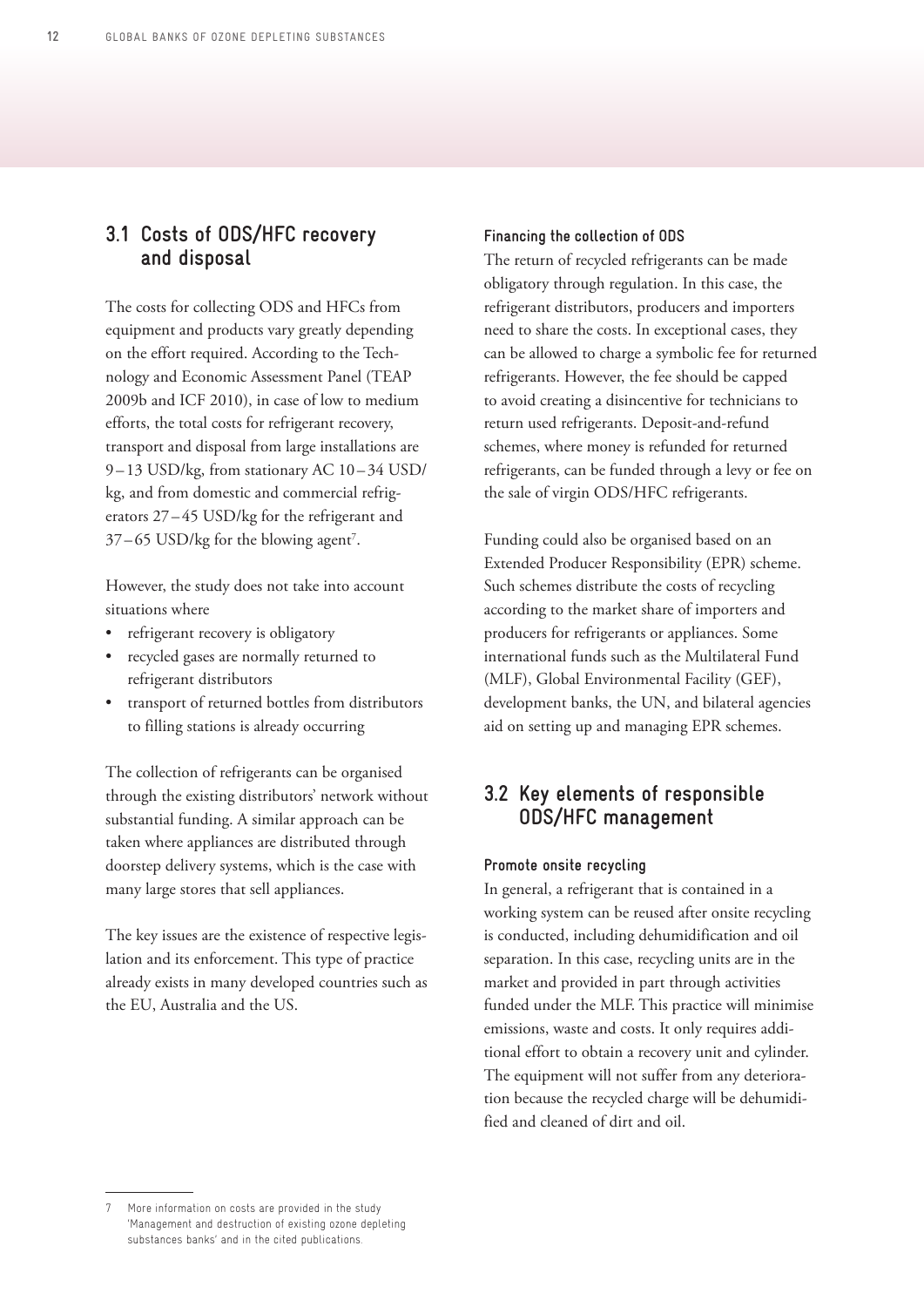## 3.1 Costs of ODS/HFC recovery and disposal

The costs for collecting ODS and HFCs from equipment and products vary greatly depending on the effort required. According to the Technology and Economic Assessment Panel (TEAP 2009b and ICF 2010), in case of low to medium efforts, the total costs for refrigerant recovery, transport and disposal from large installations are 9 – 13 USD/kg, from stationary AC 10 – 34 USD/kg, and from domestic and commercial refrigerators 27 – 45 USD/kg for the refrigerant and 37 – 65 USD/kg for the blowing agent[7].

However, the study does not take into account situations where

- refrigerant recovery is obligatory
- recycled gases are normally returned to refrigerant distributors
- transport of returned bottles from distributors to filling stations is already occurring

The collection of refrigerants can be organised through the existing distributors' network without substantial funding. A similar approach can be taken where appliances are distributed through doorstep delivery systems, which is the case with many large stores that sell appliances.

The key issues are the existence of respective legislation and its enforcement. This type of practice already exists in many developed countries such as the EU, Australia and the US.

#### Financing the collection of ODS

The return of recycled refrigerants can be made obligatory through regulation. In this case, the refrigerant distributors, producers and importers need to share the costs. In exceptional cases, they can be allowed to charge a symbolic fee for returned refrigerants. However, the fee should be capped to avoid creating a disincentive for technicians to return used refrigerants. Deposit-and-refund schemes, where money is refunded for returned refrigerants, can be funded through a levy or fee on the sale of virgin ODS/HFC refrigerants.

Funding could also be organised based on an Extended Producer Responsibility (EPR) scheme. Such schemes distribute the costs of recycling according to the market share of importers and producers for refrigerants or appliances. Some international funds such as the Multilateral Fund (MLF), Global Environmental Facility (GEF), development banks, the UN, and bilateral agencies aid on setting up and managing EPR schemes.

## 3.2 Key elements of responsible ODS/HFC management

#### Promote onsite recycling

In general, a refrigerant that is contained in a working system can be reused after onsite recycling is conducted, including dehumidification and oil separation. In this case, recycling units are in the market and provided in part through activities funded under the MLF. This practice will minimise emissions, waste and costs. It only requires additional effort to obtain a recovery unit and cylinder. The equipment will not suffer from any deterioration because the recycled charge will be dehumidified and cleaned of dirt and oil.

---

[7] More information on costs are provided in the study 'Management and destruction of existing ozone depleting substances banks' and in the cited publications.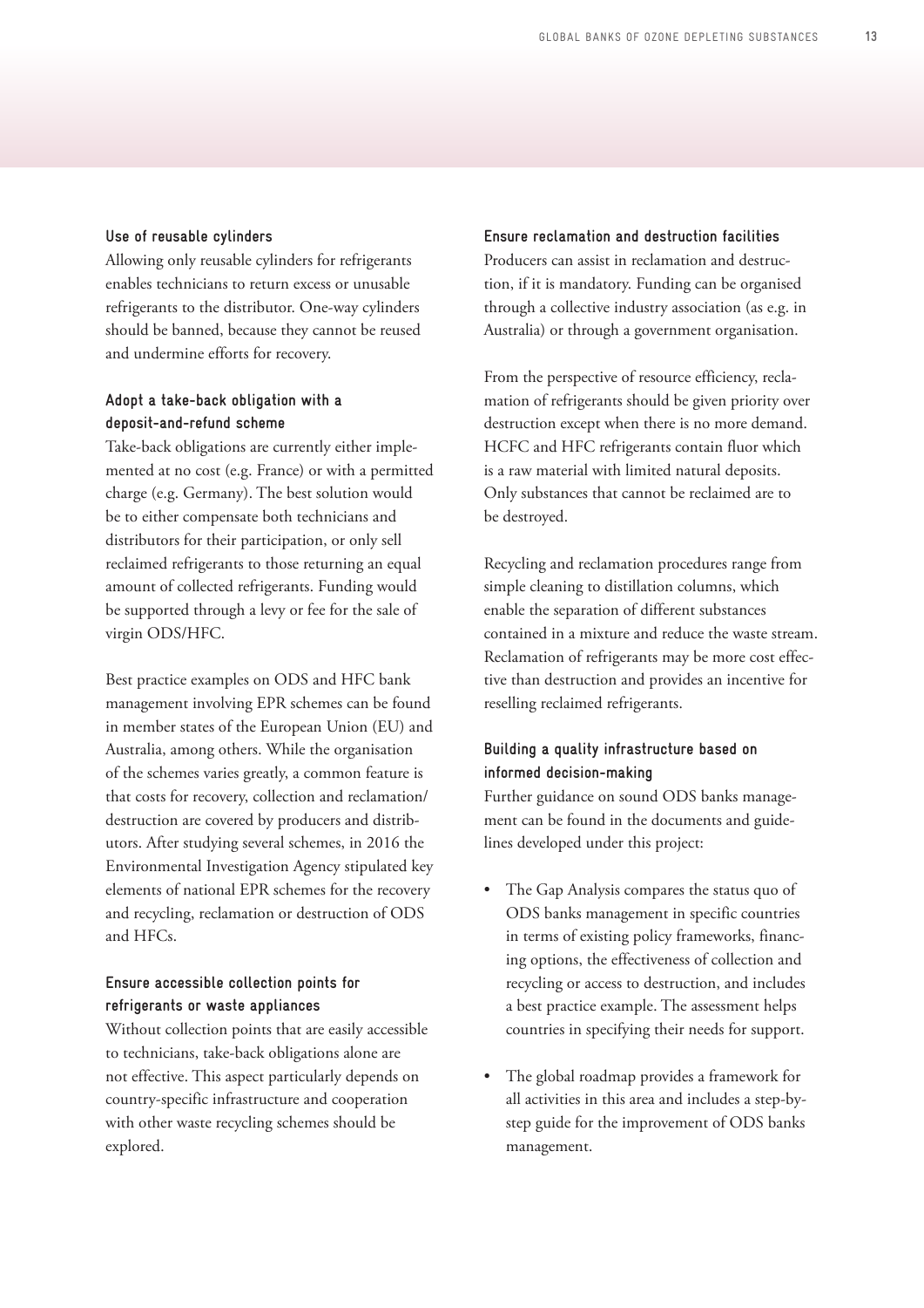### Use of reusable cylinders

Allowing only reusable cylinders for refrigerants enables technicians to return excess or unusable refrigerants to the distributor. One-way cylinders should be banned, because they cannot be reused and undermine efforts for recovery.

### Adopt a take-back obligation with a deposit-and-refund scheme

Take-back obligations are currently either implemented at no cost (e.g. France) or with a permitted charge (e.g. Germany). The best solution would be to either compensate both technicians and distributors for their participation, or only sell reclaimed refrigerants to those returning an equal amount of collected refrigerants. Funding would be supported through a levy or fee for the sale of virgin ODS/HFC.

Best practice examples on ODS and HFC bank management involving EPR schemes can be found in member states of the European Union (EU) and Australia, among others. While the organisation of the schemes varies greatly, a common feature is that costs for recovery, collection and reclamation/destruction are covered by producers and distributors. After studying several schemes, in 2016 the Environmental Investigation Agency stipulated key elements of national EPR schemes for the recovery and recycling, reclamation or destruction of ODS and HFCs.

### Ensure accessible collection points for refrigerants or waste appliances

Without collection points that are easily accessible to technicians, take-back obligations alone are not effective. This aspect particularly depends on country-specific infrastructure and cooperation with other waste recycling schemes should be explored.

### Ensure reclamation and destruction facilities

Producers can assist in reclamation and destruction, if it is mandatory. Funding can be organised through a collective industry association (as e.g. in Australia) or through a government organisation.

From the perspective of resource efficiency, reclamation of refrigerants should be given priority over destruction except when there is no more demand. HCFC and HFC refrigerants contain fluor which is a raw material with limited natural deposits. Only substances that cannot be reclaimed are to be destroyed.

Recycling and reclamation procedures range from simple cleaning to distillation columns, which enable the separation of different substances contained in a mixture and reduce the waste stream. Reclamation of refrigerants may be more cost effective than destruction and provides an incentive for reselling reclaimed refrigerants.

### Building a quality infrastructure based on informed decision-making

Further guidance on sound ODS banks management can be found in the documents and guidelines developed under this project:

- The Gap Analysis compares the status quo of ODS banks management in specific countries in terms of existing policy frameworks, financing options, the effectiveness of collection and recycling or access to destruction, and includes a best practice example. The assessment helps countries in specifying their needs for support.
- The global roadmap provides a framework for all activities in this area and includes a step-by-step guide for the improvement of ODS banks management.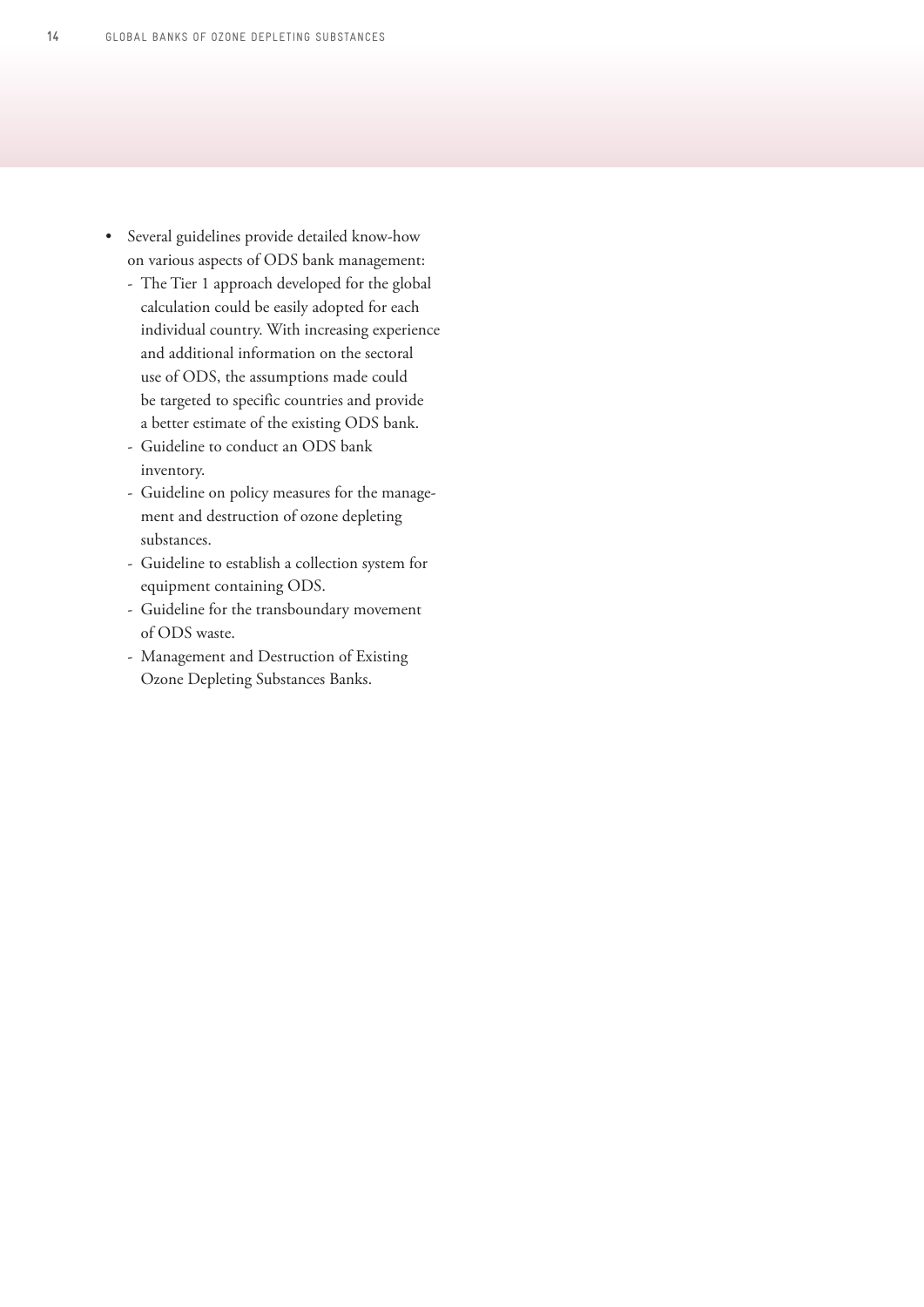- Several guidelines provide detailed know-how on various aspects of ODS bank management:
  - The Tier 1 approach developed for the global calculation could be easily adopted for each individual country. With increasing experience and additional information on the sectoral use of ODS, the assumptions made could be targeted to specific countries and provide a better estimate of the existing ODS bank.
  - Guideline to conduct an ODS bank inventory.
  - Guideline on policy measures for the management and destruction of ozone depleting substances.
  - Guideline to establish a collection system for equipment containing ODS.
  - Guideline for the transboundary movement of ODS waste.
  - Management and Destruction of Existing Ozone Depleting Substances Banks.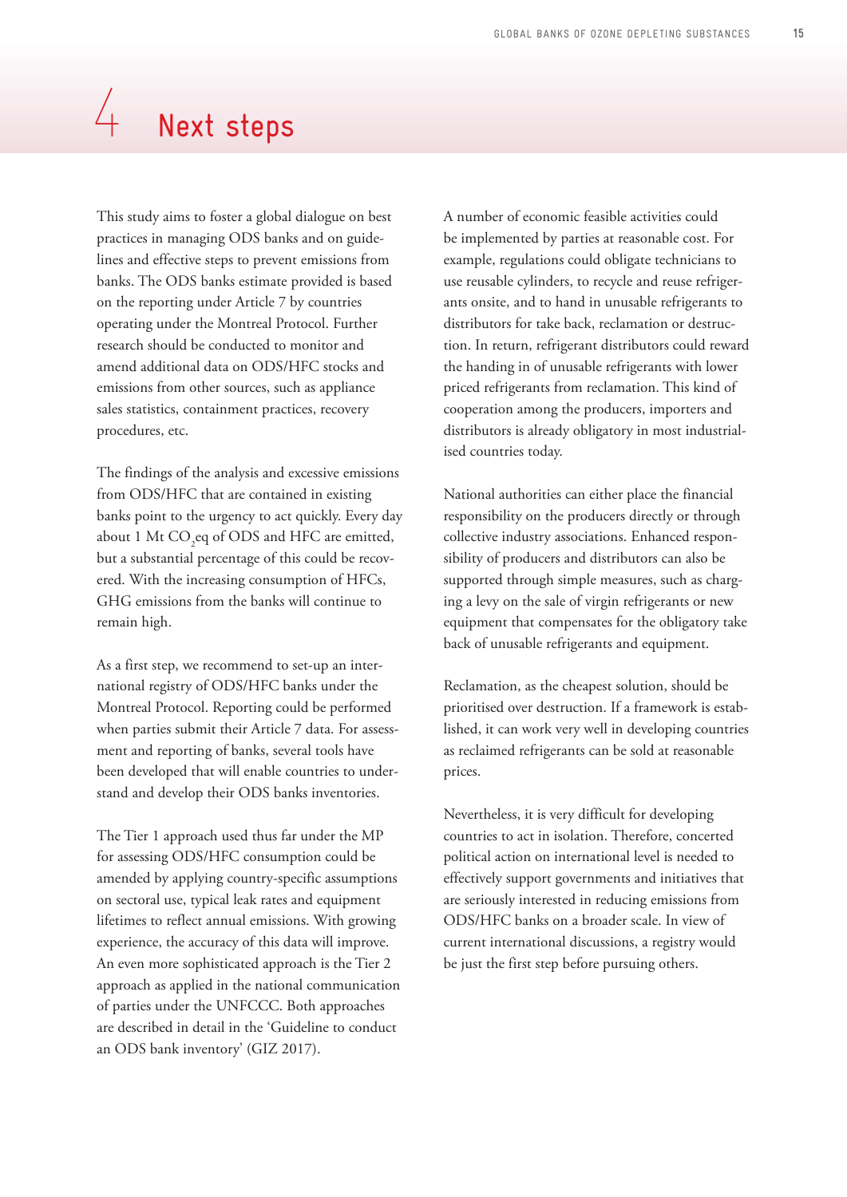# 4 Next steps

This study aims to foster a global dialogue on best practices in managing ODS banks and on guidelines and effective steps to prevent emissions from banks. The ODS banks estimate provided is based on the reporting under Article 7 by countries operating under the Montreal Protocol. Further research should be conducted to monitor and amend additional data on ODS/HFC stocks and emissions from other sources, such as appliance sales statistics, containment practices, recovery procedures, etc.

The findings of the analysis and excessive emissions from ODS/HFC that are contained in existing banks point to the urgency to act quickly. Every day about 1 Mt $CO_2$eq of ODS and HFC are emitted, but a substantial percentage of this could be recovered. With the increasing consumption of HFCs, GHG emissions from the banks will continue to remain high.

As a first step, we recommend to set-up an international registry of ODS/HFC banks under the Montreal Protocol. Reporting could be performed when parties submit their Article 7 data. For assessment and reporting of banks, several tools have been developed that will enable countries to understand and develop their ODS banks inventories.

The Tier 1 approach used thus far under the MP for assessing ODS/HFC consumption could be amended by applying country-specific assumptions on sectoral use, typical leak rates and equipment lifetimes to reflect annual emissions. With growing experience, the accuracy of this data will improve. An even more sophisticated approach is the Tier 2 approach as applied in the national communication of parties under the UNFCCC. Both approaches are described in detail in the 'Guideline to conduct an ODS bank inventory' (GIZ 2017).

A number of economic feasible activities could be implemented by parties at reasonable cost. For example, regulations could obligate technicians to use reusable cylinders, to recycle and reuse refrigerants onsite, and to hand in unusable refrigerants to distributors for take back, reclamation or destruction. In return, refrigerant distributors could reward the handing in of unusable refrigerants with lower priced refrigerants from reclamation. This kind of cooperation among the producers, importers and distributors is already obligatory in most industrialised countries today.

National authorities can either place the financial responsibility on the producers directly or through collective industry associations. Enhanced responsibility of producers and distributors can also be supported through simple measures, such as charging a levy on the sale of virgin refrigerants or new equipment that compensates for the obligatory take back of unusable refrigerants and equipment.

Reclamation, as the cheapest solution, should be prioritised over destruction. If a framework is established, it can work very well in developing countries as reclaimed refrigerants can be sold at reasonable prices.

Nevertheless, it is very difficult for developing countries to act in isolation. Therefore, concerted political action on international level is needed to effectively support governments and initiatives that are seriously interested in reducing emissions from ODS/HFC banks on a broader scale. In view of current international discussions, a registry would be just the first step before pursuing others.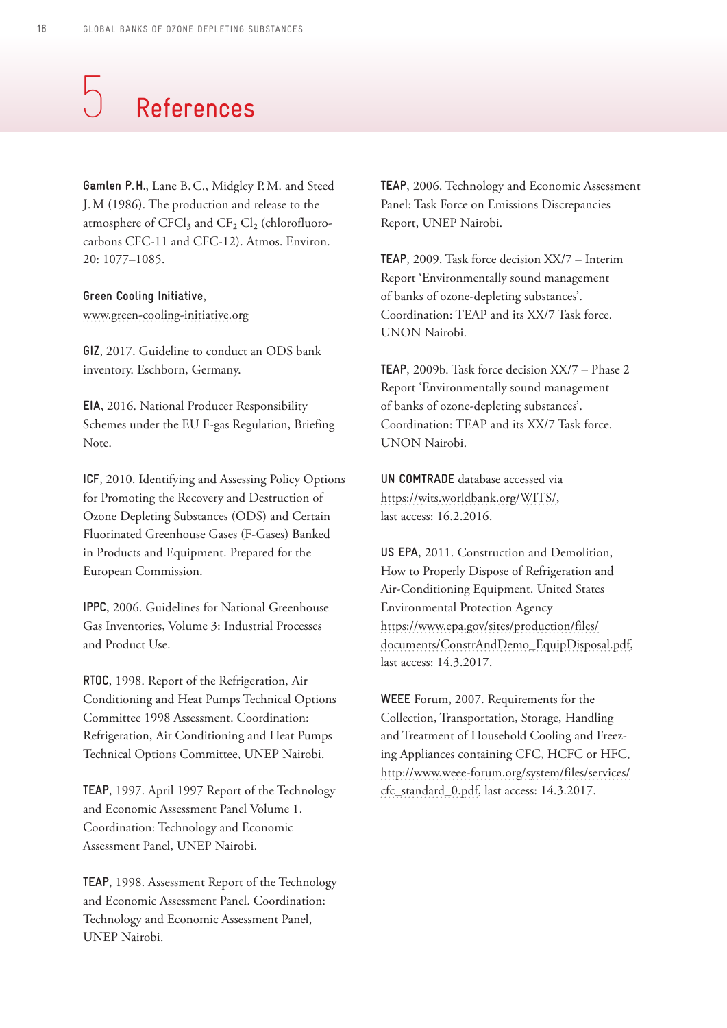# 5 References

**Gamlen P.H.**, Lane B.C., Midgley P.M. and Steed J.M (1986). The production and release to the atmosphere of $CFCl_3$ and $CF_2\,Cl_2$ (chlorofluorocarbons CFC-11 and CFC-12). Atmos. Environ. 20: 1077–1085.

**Green Cooling Initiative**, www.green-cooling-initiative.org

**GIZ**, 2017. Guideline to conduct an ODS bank inventory. Eschborn, Germany.

**EIA**, 2016. National Producer Responsibility Schemes under the EU F-gas Regulation, Briefing Note.

**ICF**, 2010. Identifying and Assessing Policy Options for Promoting the Recovery and Destruction of Ozone Depleting Substances (ODS) and Certain Fluorinated Greenhouse Gases (F-Gases) Banked in Products and Equipment. Prepared for the European Commission.

**IPPC**, 2006. Guidelines for National Greenhouse Gas Inventories, Volume 3: Industrial Processes and Product Use.

**RTOC**, 1998. Report of the Refrigeration, Air Conditioning and Heat Pumps Technical Options Committee 1998 Assessment. Coordination: Refrigeration, Air Conditioning and Heat Pumps Technical Options Committee, UNEP Nairobi.

**TEAP**, 1997. April 1997 Report of the Technology and Economic Assessment Panel Volume 1. Coordination: Technology and Economic Assessment Panel, UNEP Nairobi.

**TEAP**, 1998. Assessment Report of the Technology and Economic Assessment Panel. Coordination: Technology and Economic Assessment Panel, UNEP Nairobi.

**TEAP**, 2006. Technology and Economic Assessment Panel: Task Force on Emissions Discrepancies Report, UNEP Nairobi.

**TEAP**, 2009. Task force decision XX/7 – Interim Report 'Environmentally sound management of banks of ozone-depleting substances'. Coordination: TEAP and its XX/7 Task force. UNON Nairobi.

**TEAP**, 2009b. Task force decision XX/7 – Phase 2 Report 'Environmentally sound management of banks of ozone-depleting substances'. Coordination: TEAP and its XX/7 Task force. UNON Nairobi.

**UN COMTRADE** database accessed via https://wits.worldbank.org/WITS/, last access: 16.2.2016.

**US EPA**, 2011. Construction and Demolition, How to Properly Dispose of Refrigeration and Air-Conditioning Equipment. United States Environmental Protection Agency https://www.epa.gov/sites/production/files/documents/ConstrAndDemo_EquipDisposal.pdf, last access: 14.3.2017.

**WEEE** Forum, 2007. Requirements for the Collection, Transportation, Storage, Handling and Treatment of Household Cooling and Freezing Appliances containing CFC, HCFC or HFC, http://www.weee-forum.org/system/files/services/cfc_standard_0.pdf, last access: 14.3.2017.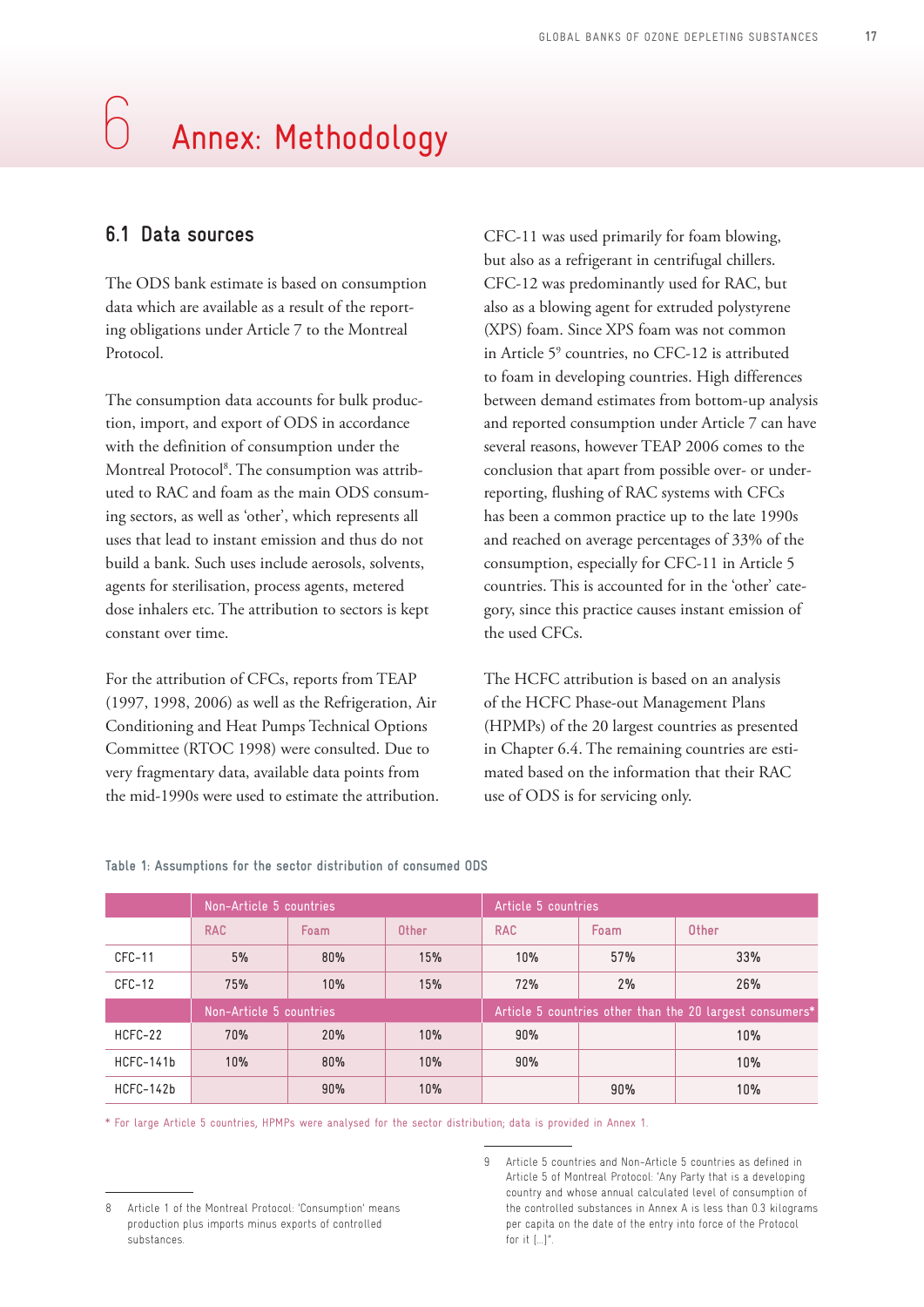#  6 Annex: Methodology

## 6.1 Data sources

The ODS bank estimate is based on consumption data which are available as a result of the reporting obligations under Article 7 to the Montreal Protocol.

The consumption data accounts for bulk production, import, and export of ODS in accordance with the definition of consumption under the Montreal Protocol[8]. The consumption was attributed to RAC and foam as the main ODS consuming sectors, as well as 'other', which represents all uses that lead to instant emission and thus do not build a bank. Such uses include aerosols, solvents, agents for sterilisation, process agents, metered dose inhalers etc. The attribution to sectors is kept constant over time.

For the attribution of CFCs, reports from TEAP (1997, 1998, 2006) as well as the Refrigeration, Air Conditioning and Heat Pumps Technical Options Committee (RTOC 1998) were consulted. Due to very fragmentary data, available data points from the mid-1990s were used to estimate the attribution.

CFC-11 was used primarily for foam blowing, but also as a refrigerant in centrifugal chillers. CFC-12 was predominantly used for RAC, but also as a blowing agent for extruded polystyrene (XPS) foam. Since XPS foam was not common in Article 5[9] countries, no CFC-12 is attributed to foam in developing countries. High differences between demand estimates from bottom-up analysis and reported consumption under Article 7 can have several reasons, however TEAP 2006 comes to the conclusion that apart from possible over- or under-reporting, flushing of RAC systems with CFCs has been a common practice up to the late 1990s and reached on average percentages of 33% of the consumption, especially for CFC-11 in Article 5 countries. This is accounted for in the 'other' category, since this practice causes instant emission of the used CFCs.

The HCFC attribution is based on an analysis of the HCFC Phase-out Management Plans (HPMPs) of the 20 largest countries as presented in Chapter 6.4. The remaining countries are estimated based on the information that their RAC use of ODS is for servicing only.

Table 1: Assumptions for the sector distribution of consumed ODS

| | Non-Article 5 countries | | | Article 5 countries | | |
|---|---|---|---|---|---|---|
| | RAC | Foam | Other | RAC | Foam | Other |
| CFC-11 | 5% | 80% | 15% | 10% | 57% | 33% |
| CFC-12 | 75% | 10% | 15% | 72% | 2% | 26% |
| | Non-Article 5 countries | | | Article 5 countries other than the 20 largest consumers* | | |
| HCFC-22 | 70% | 20% | 10% | 90% | | 10% |
| HCFC-141b | 10% | 80% | 10% | 90% | | 10% |
| HCFC-142b | | 90% | 10% | | 90% | 10% |

\* For large Article 5 countries, HPMPs were analysed for the sector distribution; data is provided in Annex 1.

[8] Article 1 of the Montreal Protocol: 'Consumption' means production plus imports minus exports of controlled substances.

[9] Article 5 countries and Non-Article 5 countries as defined in Article 5 of Montreal Protocol: 'Any Party that is a developing country and whose annual calculated level of consumption of the controlled substances in Annex A is less than 0.3 kilograms per capita on the date of the entry into force of the Protocol for it […]".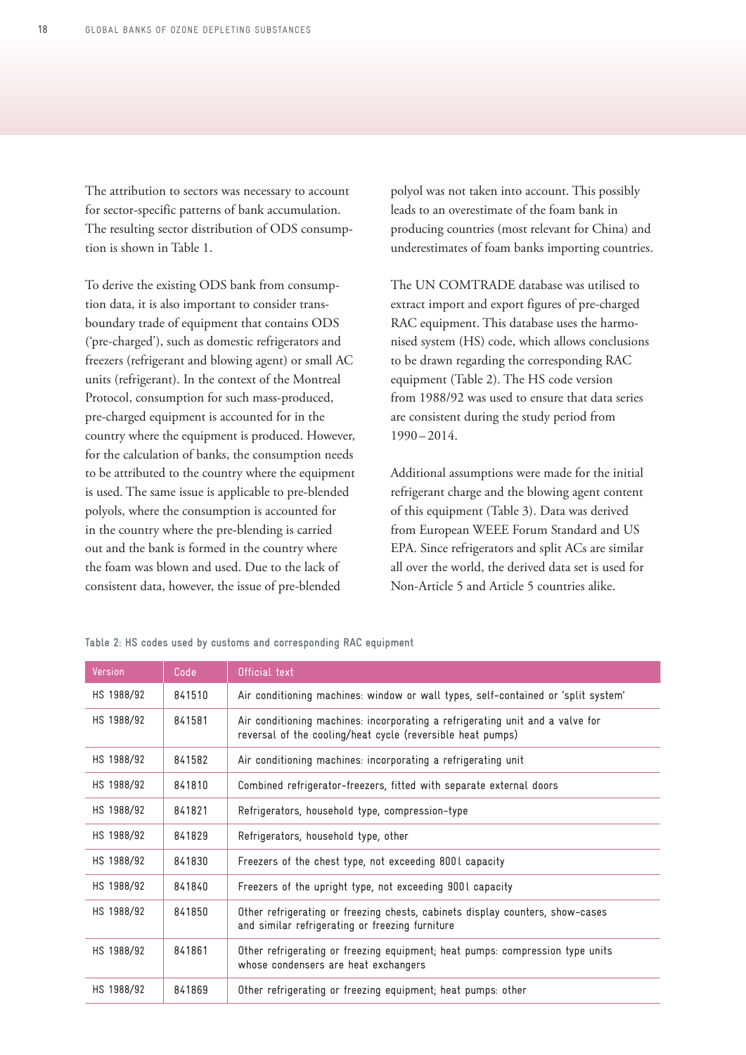The attribution to sectors was necessary to account for sector-specific patterns of bank accumulation. The resulting sector distribution of ODS consumption is shown in Table 1.

To derive the existing ODS bank from consumption data, it is also important to consider transboundary trade of equipment that contains ODS ('pre-charged'), such as domestic refrigerators and freezers (refrigerant and blowing agent) or small AC units (refrigerant). In the context of the Montreal Protocol, consumption for such mass-produced, pre-charged equipment is accounted for in the country where the equipment is produced. However, for the calculation of banks, the consumption needs to be attributed to the country where the equipment is used. The same issue is applicable to pre-blended polyols, where the consumption is accounted for in the country where the pre-blending is carried out and the bank is formed in the country where the foam was blown and used. Due to the lack of consistent data, however, the issue of pre-blended polyol was not taken into account. This possibly leads to an overestimate of the foam bank in producing countries (most relevant for China) and underestimates of foam banks importing countries.

The UN COMTRADE database was utilised to extract import and export figures of pre-charged RAC equipment. This database uses the harmonised system (HS) code, which allows conclusions to be drawn regarding the corresponding RAC equipment (Table 2). The HS code version from 1988/92 was used to ensure that data series are consistent during the study period from 1990 – 2014.

Additional assumptions were made for the initial refrigerant charge and the blowing agent content of this equipment (Table 3). Data was derived from European WEEE Forum Standard and US EPA. Since refrigerators and split ACs are similar all over the world, the derived data set is used for Non-Article 5 and Article 5 countries alike.

**Table 2: HS codes used by customs and corresponding RAC equipment**

| Version | Code | Official text |
|---|---|---|
| HS 1988/92 | 841510 | Air conditioning machines: window or wall types, self-contained or 'split system' |
| HS 1988/92 | 841581 | Air conditioning machines: incorporating a refrigerating unit and a valve for reversal of the cooling/heat cycle (reversible heat pumps) |
| HS 1988/92 | 841582 | Air conditioning machines: incorporating a refrigerating unit |
| HS 1988/92 | 841810 | Combined refrigerator-freezers, fitted with separate external doors |
| HS 1988/92 | 841821 | Refrigerators, household type, compression-type |
| HS 1988/92 | 841829 | Refrigerators, household type, other |
| HS 1988/92 | 841830 | Freezers of the chest type, not exceeding 800 l capacity |
| HS 1988/92 | 841840 | Freezers of the upright type, not exceeding 900 l capacity |
| HS 1988/92 | 841850 | Other refrigerating or freezing chests, cabinets display counters, show-cases and similar refrigerating or freezing furniture |
| HS 1988/92 | 841861 | Other refrigerating or freezing equipment; heat pumps: compression type units whose condensers are heat exchangers |
| HS 1988/92 | 841869 | Other refrigerating or freezing equipment; heat pumps: other |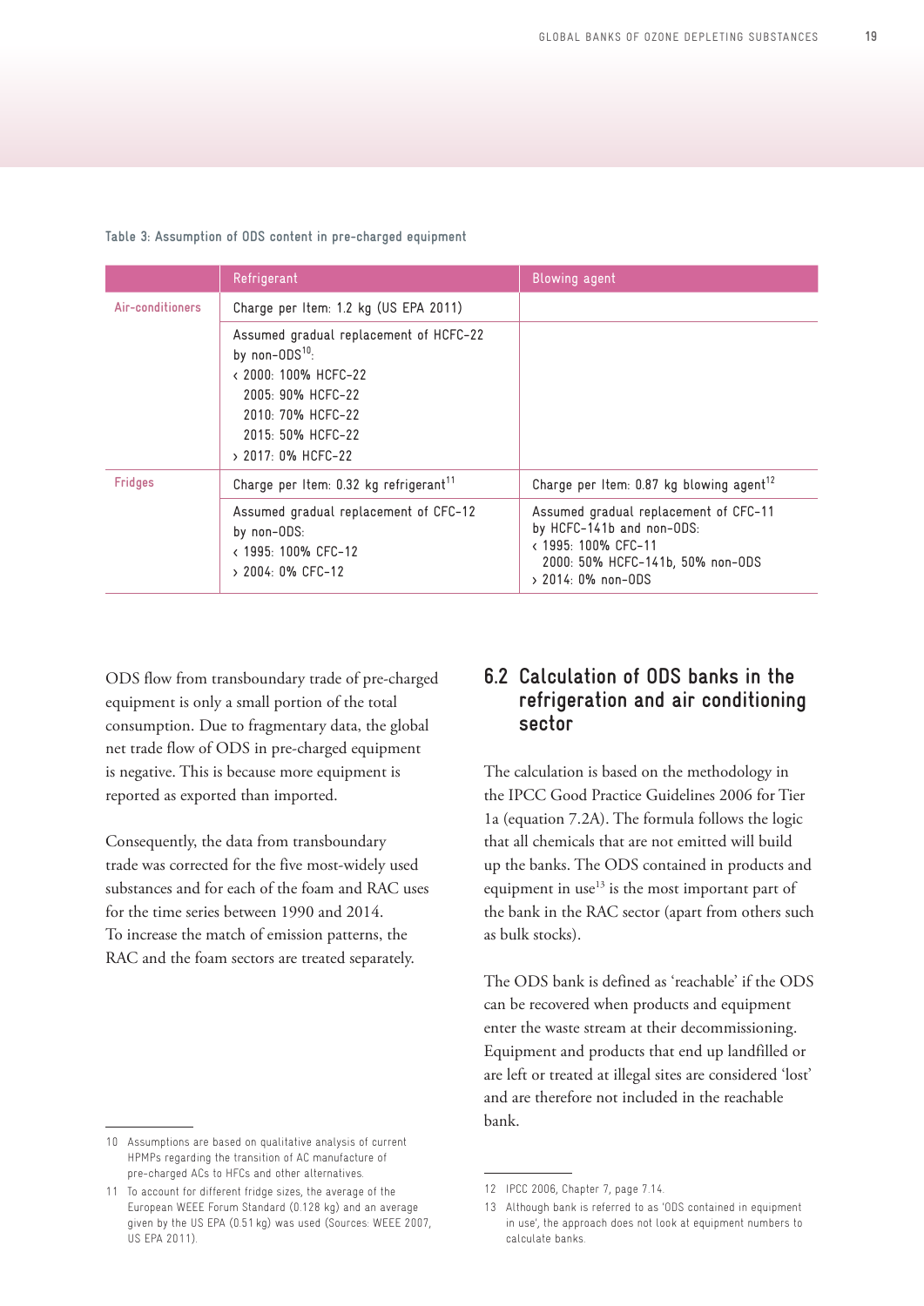Table 3: Assumption of ODS content in pre-charged equipment

| | Refrigerant | Blowing agent |
|---|---|---|
| Air-conditioners | Charge per Item: 1.2 kg (US EPA 2011) | |
| | Assumed gradual replacement of HCFC-22 by non-ODS[10]:<br>‹ 2000: 100% HCFC-22<br>2005: 90% HCFC-22<br>2010: 70% HCFC-22<br>2015: 50% HCFC-22<br>› 2017: 0% HCFC-22 | |
| Fridges | Charge per Item: 0.32 kg refrigerant[11] | Charge per Item: 0.87 kg blowing agent[12] |
| | Assumed gradual replacement of CFC-12 by non-ODS:<br>‹ 1995: 100% CFC-12<br>› 2004: 0% CFC-12 | Assumed gradual replacement of CFC-11 by HCFC-141b and non-ODS:<br>‹ 1995: 100% CFC-11<br>2000: 50% HCFC-141b, 50% non-ODS<br>› 2014: 0% non-ODS |

ODS flow from transboundary trade of pre-charged equipment is only a small portion of the total consumption. Due to fragmentary data, the global net trade flow of ODS in pre-charged equipment is negative. This is because more equipment is reported as exported than imported.

Consequently, the data from transboundary trade was corrected for the five most-widely used substances and for each of the foam and RAC uses for the time series between 1990 and 2014. To increase the match of emission patterns, the RAC and the foam sectors are treated separately.

## 6.2 Calculation of ODS banks in the refrigeration and air conditioning sector

The calculation is based on the methodology in the IPCC Good Practice Guidelines 2006 for Tier 1a (equation 7.2A). The formula follows the logic that all chemicals that are not emitted will build up the banks. The ODS contained in products and equipment in use[13] is the most important part of the bank in the RAC sector (apart from others such as bulk stocks).

The ODS bank is defined as 'reachable' if the ODS can be recovered when products and equipment enter the waste stream at their decommissioning. Equipment and products that end up landfilled or are left or treated at illegal sites are considered 'lost' and are therefore not included in the reachable bank.

10 Assumptions are based on qualitative analysis of current HPMPs regarding the transition of AC manufacture of pre-charged ACs to HFCs and other alternatives.

11 To account for different fridge sizes, the average of the European WEEE Forum Standard (0.128 kg) and an average given by the US EPA (0.51 kg) was used (Sources: WEEE 2007, US EPA 2011).

12 IPCC 2006, Chapter 7, page 7.14.

13 Although bank is referred to as 'ODS contained in equipment in use', the approach does not look at equipment numbers to calculate banks.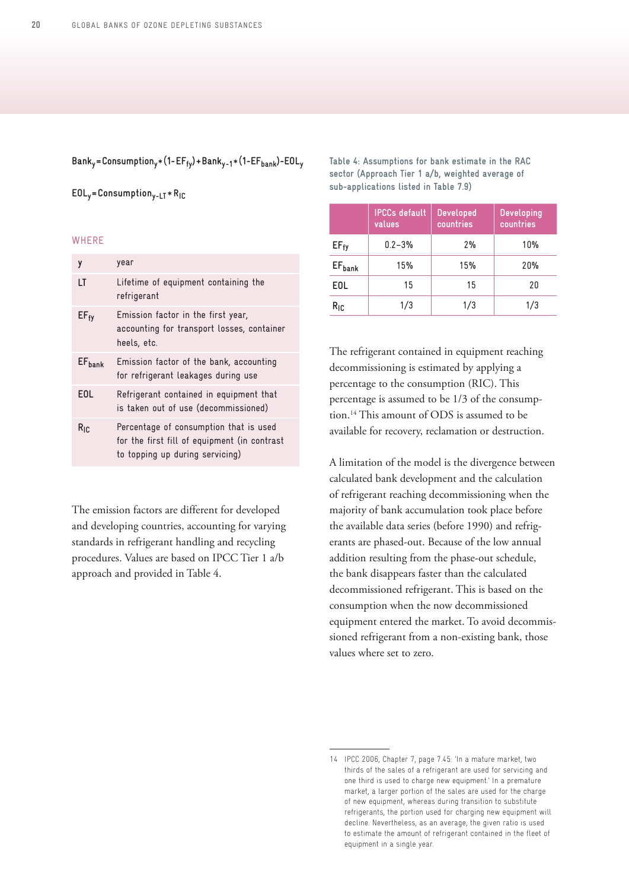$$Bank_y = Consumption_y * (1 - EF_{fy}) + Bank_{y-1} * (1 - EF_{bank}) - EOL_y$$

$$EOL_y = Consumption_{y-LT} * R_{IC}$$

WHERE

| | |
|---|---|
| y | year |
| LT | Lifetime of equipment containing the refrigerant |
| $EF_{fy}$ | Emission factor in the first year, accounting for transport losses, container heels, etc. |
| $EF_{bank}$ | Emission factor of the bank, accounting for refrigerant leakages during use |
| EOL | Refrigerant contained in equipment that is taken out of use (decommissioned) |
| $R_{IC}$ | Percentage of consumption that is used for the first fill of equipment (in contrast to topping up during servicing) |

The emission factors are different for developed and developing countries, accounting for varying standards in refrigerant handling and recycling procedures. Values are based on IPCC Tier 1 a/b approach and provided in Table 4.

Table 4: Assumptions for bank estimate in the RAC sector (Approach Tier 1 a/b, weighted average of sub-applications listed in Table 7.9)

| | IPCCs default values | Developed countries | Developing countries |
|---|---|---|---|
| $EF_{fy}$ | 0.2–3% | 2% | 10% |
| $EF_{bank}$ | 15% | 15% | 20% |
| EOL | 15 | 15 | 20 |
| $R_{IC}$ | 1/3 | 1/3 | 1/3 |

The refrigerant contained in equipment reaching decommissioning is estimated by applying a percentage to the consumption (RIC). This percentage is assumed to be 1/3 of the consumption.[14] This amount of ODS is assumed to be available for recovery, reclamation or destruction.

A limitation of the model is the divergence between calculated bank development and the calculation of refrigerant reaching decommissioning when the majority of bank accumulation took place before the available data series (before 1990) and refrigerants are phased-out. Because of the low annual addition resulting from the phase-out schedule, the bank disappears faster than the calculated decommissioned refrigerant. This is based on the consumption when the now decommissioned equipment entered the market. To avoid decommissioned refrigerant from a non-existing bank, those values where set to zero.

14 IPCC 2006, Chapter 7, page 7.45: 'In a mature market, two thirds of the sales of a refrigerant are used for servicing and one third is used to charge new equipment.' In a premature market, a larger portion of the sales are used for the charge of new equipment, whereas during transition to substitute refrigerants, the portion used for charging new equipment will decline. Nevertheless, as an average, the given ratio is used to estimate the amount of refrigerant contained in the fleet of equipment in a single year.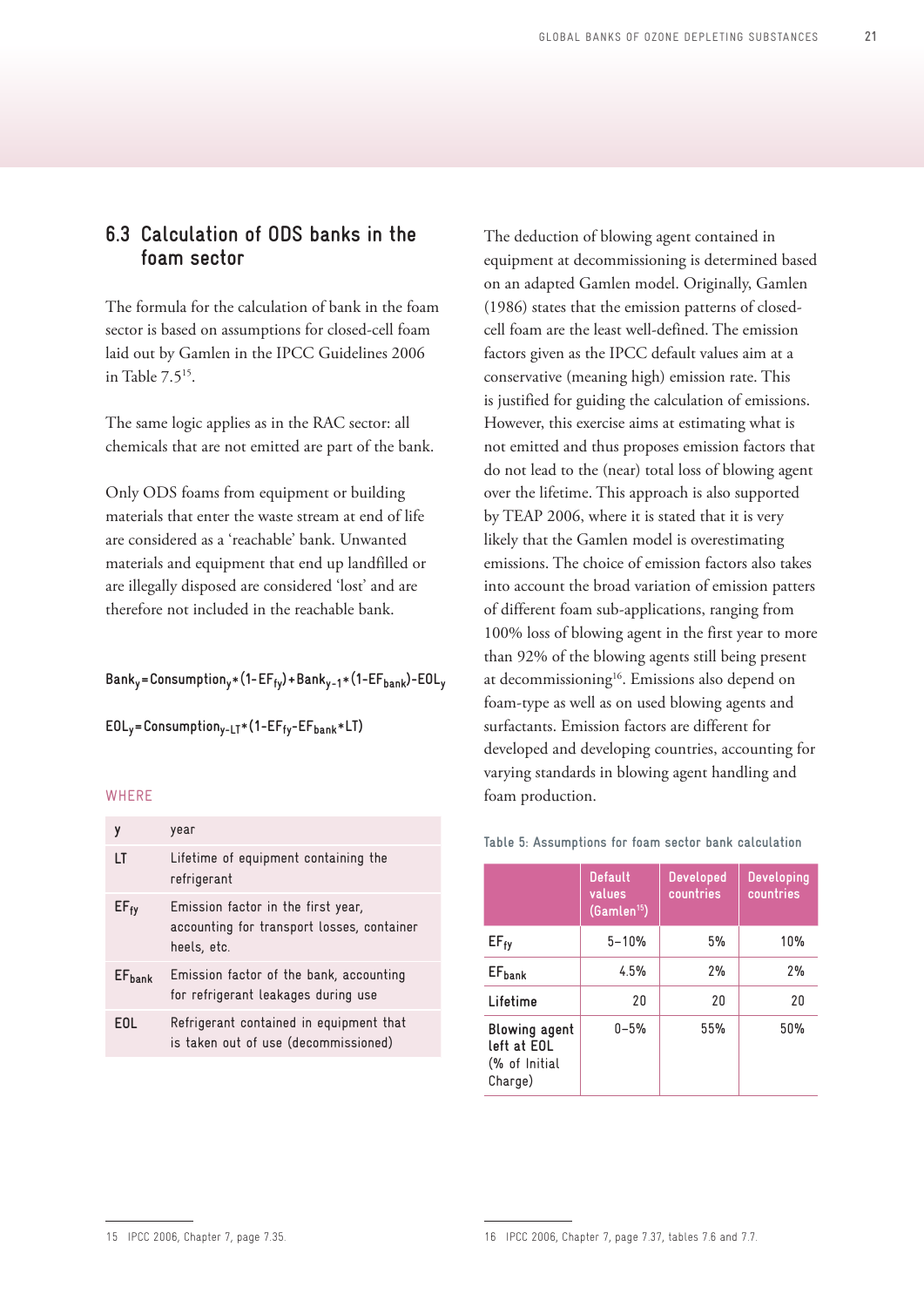## 6.3 Calculation of ODS banks in the foam sector

The formula for the calculation of bank in the foam sector is based on assumptions for closed-cell foam laid out by Gamlen in the IPCC Guidelines 2006 in Table 7.5[15].

The same logic applies as in the RAC sector: all chemicals that are not emitted are part of the bank.

Only ODS foams from equipment or building materials that enter the waste stream at end of life are considered as a 'reachable' bank. Unwanted materials and equipment that end up landfilled or are illegally disposed are considered 'lost' and are therefore not included in the reachable bank.

$$Bank_y = Consumption_y * (1 - EF_{fy}) + Bank_{y-1} * (1 - EF_{bank}) - EOL_y$$

$$EOL_y = Consumption_{y-LT} * (1 - EF_{fy} - EF_{bank} * LT)$$

WHERE

| | |
|---|---|
| y | year |
| LT | Lifetime of equipment containing the refrigerant |
| $EF_{fy}$ | Emission factor in the first year, accounting for transport losses, container heels, etc. |
| $EF_{bank}$ | Emission factor of the bank, accounting for refrigerant leakages during use |
| EOL | Refrigerant contained in equipment that is taken out of use (decommissioned) |

The deduction of blowing agent contained in equipment at decommissioning is determined based on an adapted Gamlen model. Originally, Gamlen (1986) states that the emission patterns of closed-cell foam are the least well-defined. The emission factors given as the IPCC default values aim at a conservative (meaning high) emission rate. This is justified for guiding the calculation of emissions. However, this exercise aims at estimating what is not emitted and thus proposes emission factors that do not lead to the (near) total loss of blowing agent over the lifetime. This approach is also supported by TEAP 2006, where it is stated that it is very likely that the Gamlen model is overestimating emissions. The choice of emission factors also takes into account the broad variation of emission patters of different foam sub-applications, ranging from 100% loss of blowing agent in the first year to more than 92% of the blowing agents still being present at decommissioning[16]. Emissions also depend on foam-type as well as on used blowing agents and surfactants. Emission factors are different for developed and developing countries, accounting for varying standards in blowing agent handling and foam production.

Table 5: Assumptions for foam sector bank calculation

| | Default values (Gamlen[15]) | Developed countries | Developing countries |
|---|---|---|---|
| $EF_{fy}$ | 5–10% | 5% | 10% |
| $EF_{bank}$ | 4.5% | 2% | 2% |
| Lifetime | 20 | 20 | 20 |
| Blowing agent left at EOL (% of Initial Charge) | 0–5% | 55% | 50% |

15 IPCC 2006, Chapter 7, page 7.35.

16 IPCC 2006, Chapter 7, page 7.37, tables 7.6 and 7.7.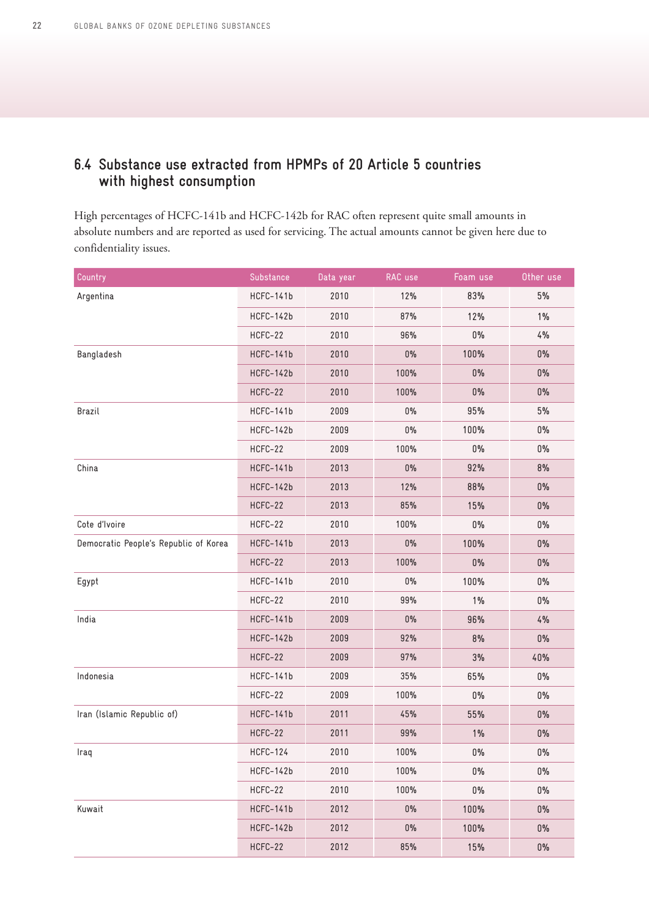## 6.4 Substance use extracted from HPMPs of 20 Article 5 countries with highest consumption

High percentages of HCFC-141b and HCFC-142b for RAC often represent quite small amounts in absolute numbers and are reported as used for servicing. The actual amounts cannot be given here due to confidentiality issues.

| Country | Substance | Data year | RAC use | Foam use | Other use |
|---|---|---|---|---|---|
| Argentina | HCFC-141b | 2010 | 12% | 83% | 5% |
| | HCFC-142b | 2010 | 87% | 12% | 1% |
| | HCFC-22 | 2010 | 96% | 0% | 4% |
| Bangladesh | HCFC-141b | 2010 | 0% | 100% | 0% |
| | HCFC-142b | 2010 | 100% | 0% | 0% |
| | HCFC-22 | 2010 | 100% | 0% | 0% |
| Brazil | HCFC-141b | 2009 | 0% | 95% | 5% |
| | HCFC-142b | 2009 | 0% | 100% | 0% |
| | HCFC-22 | 2009 | 100% | 0% | 0% |
| China | HCFC-141b | 2013 | 0% | 92% | 8% |
| | HCFC-142b | 2013 | 12% | 88% | 0% |
| | HCFC-22 | 2013 | 85% | 15% | 0% |
| Cote d'Ivoire | HCFC-22 | 2010 | 100% | 0% | 0% |
| Democratic People's Republic of Korea | HCFC-141b | 2013 | 0% | 100% | 0% |
| | HCFC-22 | 2013 | 100% | 0% | 0% |
| Egypt | HCFC-141b | 2010 | 0% | 100% | 0% |
| | HCFC-22 | 2010 | 99% | 1% | 0% |
| India | HCFC-141b | 2009 | 0% | 96% | 4% |
| | HCFC-142b | 2009 | 92% | 8% | 0% |
| | HCFC-22 | 2009 | 97% | 3% | 40% |
| Indonesia | HCFC-141b | 2009 | 35% | 65% | 0% |
| | HCFC-22 | 2009 | 100% | 0% | 0% |
| Iran (Islamic Republic of) | HCFC-141b | 2011 | 45% | 55% | 0% |
| | HCFC-22 | 2011 | 99% | 1% | 0% |
| Iraq | HCFC-124 | 2010 | 100% | 0% | 0% |
| | HCFC-142b | 2010 | 100% | 0% | 0% |
| | HCFC-22 | 2010 | 100% | 0% | 0% |
| Kuwait | HCFC-141b | 2012 | 0% | 100% | 0% |
| | HCFC-142b | 2012 | 0% | 100% | 0% |
| | HCFC-22 | 2012 | 85% | 15% | 0% |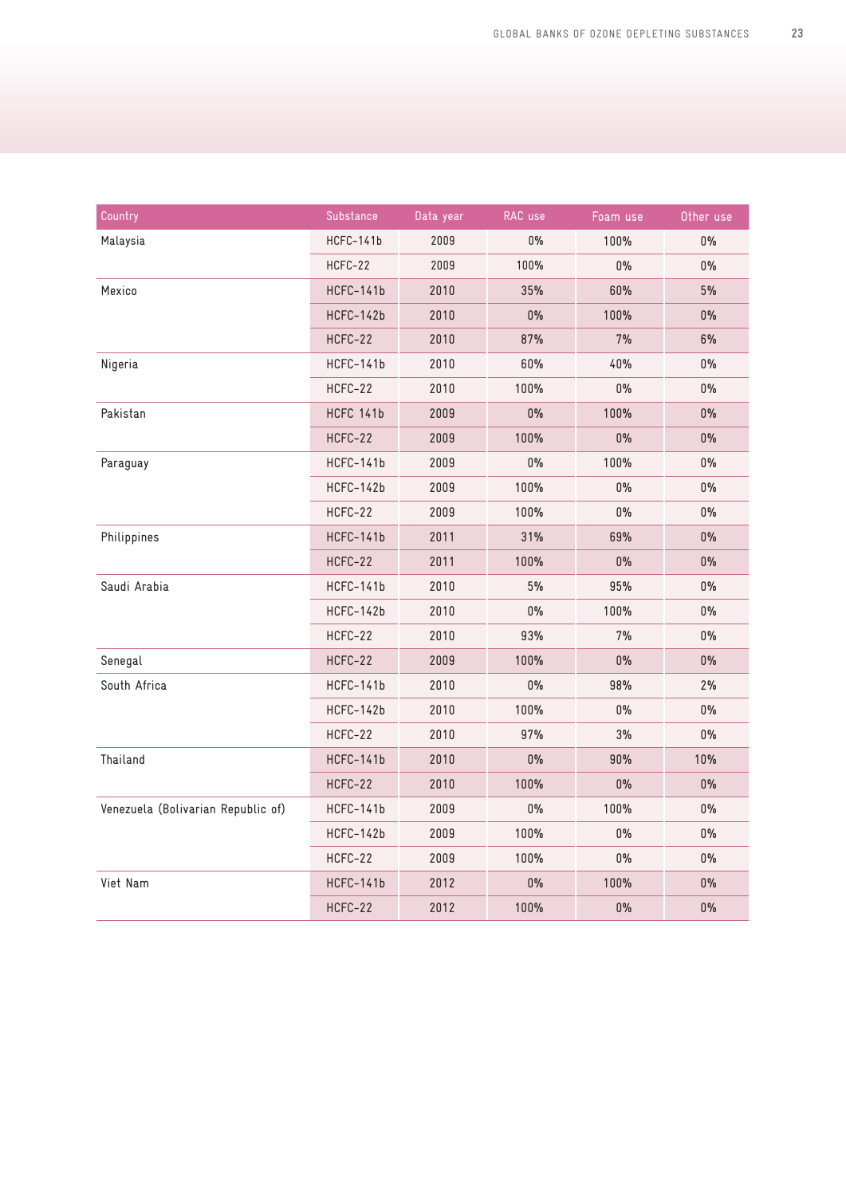| Country | Substance | Data year | RAC use | Foam use | Other use |
|---|---|---|---|---|---|
| Malaysia | HCFC-141b | 2009 | 0% | 100% | 0% |
| | HCFC-22 | 2009 | 100% | 0% | 0% |
| Mexico | HCFC-141b | 2010 | 35% | 60% | 5% |
| | HCFC-142b | 2010 | 0% | 100% | 0% |
| | HCFC-22 | 2010 | 87% | 7% | 6% |
| Nigeria | HCFC-141b | 2010 | 60% | 40% | 0% |
| | HCFC-22 | 2010 | 100% | 0% | 0% |
| Pakistan | HCFC 141b | 2009 | 0% | 100% | 0% |
| | HCFC-22 | 2009 | 100% | 0% | 0% |
| Paraguay | HCFC-141b | 2009 | 0% | 100% | 0% |
| | HCFC-142b | 2009 | 100% | 0% | 0% |
| | HCFC-22 | 2009 | 100% | 0% | 0% |
| Philippines | HCFC-141b | 2011 | 31% | 69% | 0% |
| | HCFC-22 | 2011 | 100% | 0% | 0% |
| Saudi Arabia | HCFC-141b | 2010 | 5% | 95% | 0% |
| | HCFC-142b | 2010 | 0% | 100% | 0% |
| | HCFC-22 | 2010 | 93% | 7% | 0% |
| Senegal | HCFC-22 | 2009 | 100% | 0% | 0% |
| South Africa | HCFC-141b | 2010 | 0% | 98% | 2% |
| | HCFC-142b | 2010 | 100% | 0% | 0% |
| | HCFC-22 | 2010 | 97% | 3% | 0% |
| Thailand | HCFC-141b | 2010 | 0% | 90% | 10% |
| | HCFC-22 | 2010 | 100% | 0% | 0% |
| Venezuela (Bolivarian Republic of) | HCFC-141b | 2009 | 0% | 100% | 0% |
| | HCFC-142b | 2009 | 100% | 0% | 0% |
| | HCFC-22 | 2009 | 100% | 0% | 0% |
| Viet Nam | HCFC-141b | 2012 | 0% | 100% | 0% |
| | HCFC-22 | 2012 | 100% | 0% | 0% |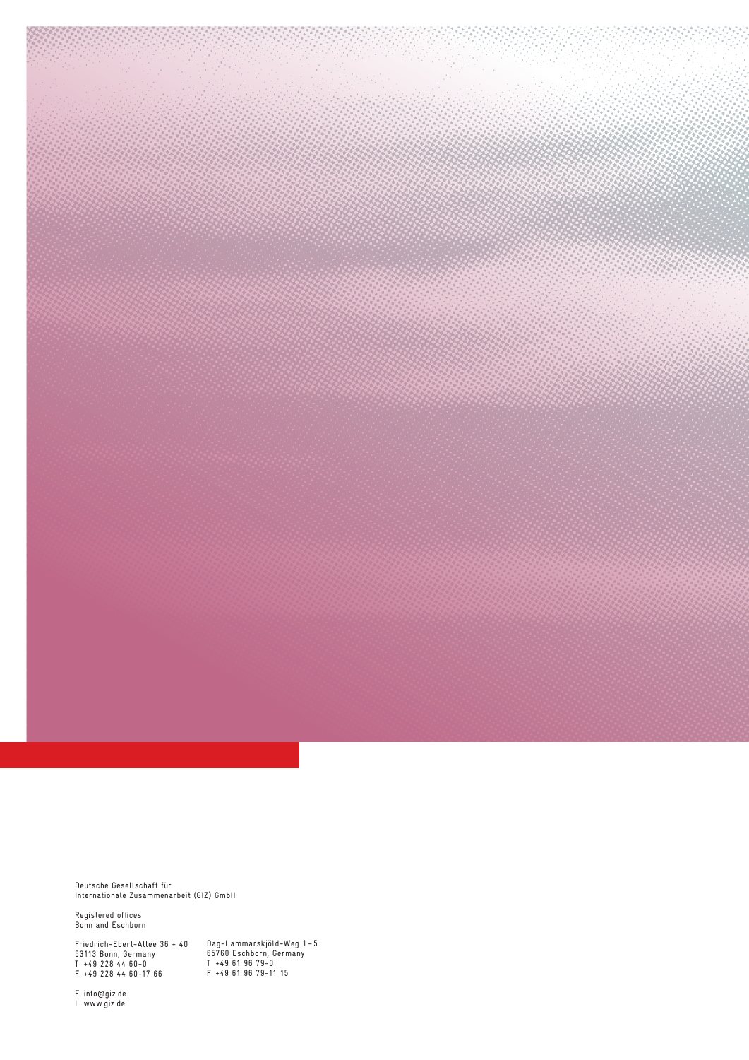Deutsche Gesellschaft für
Internationale Zusammenarbeit (GIZ) GmbH

Registered offices
Bonn and Eschborn

Friedrich-Ebert-Allee 36 + 40
53113 Bonn, Germany
T +49 228 44 60-0
F +49 228 44 60-17 66

Dag-Hammarskjöld-Weg 1 – 5
65760 Eschborn, Germany
T +49 61 96 79-0
F +49 61 96 79-11 15

E info@giz.de
I www.giz.de